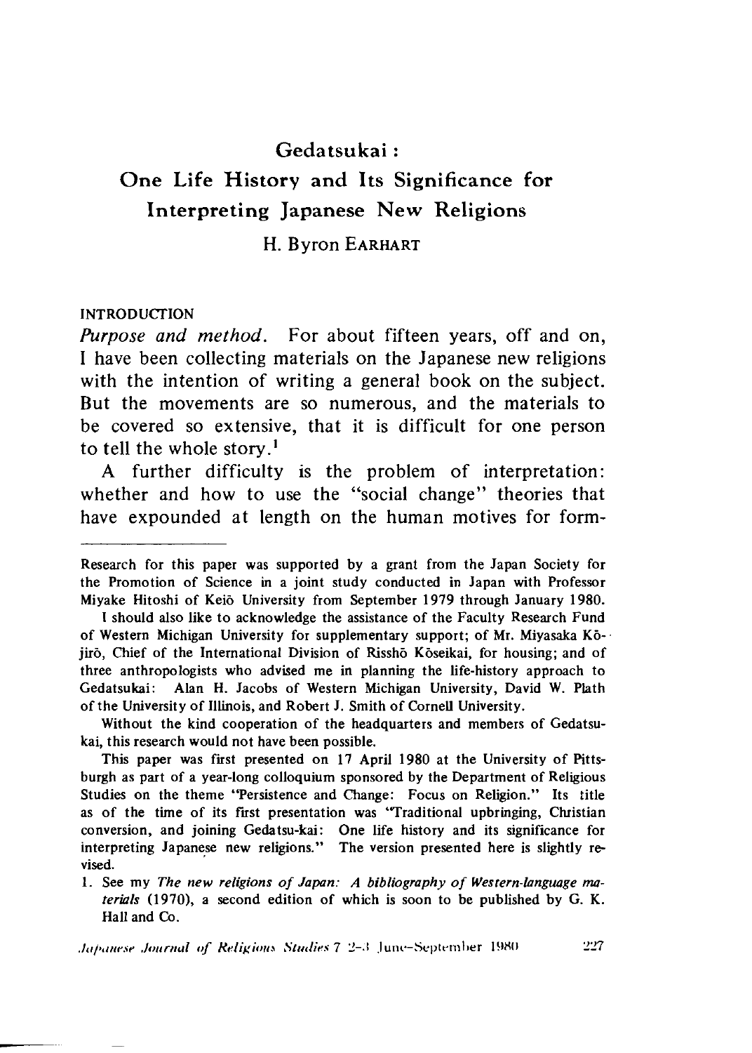# Gedatsukai: One Life History and Its Significance for Interpreting Japanese New Religions

H. Byron EARHART

## INTRODUCTION

*Purpose and method.* For about fifteen years, off and on, I have been collecting materials on the Japanese new religions with the intention of writing a general book on the subject. But the movements are so numerous, and the materials to be covered so extensive, that it is difficult for one person to tell the whole story.[1]

A further difficulty is the problem of interpretation: whether and how to use the "social change" theories that have expounded at length on the human motives for form-

---

Research for this paper was supported by a grant from the Japan Society for the Promotion of Science in a joint study conducted in Japan with Professor Miyake Hitoshi of Keiō University from September 1979 through January 1980.

I should also like to acknowledge the assistance of the Faculty Research Fund of Western Michigan University for supplementary support; of Mr. Miyasaka Kōjirō, Chief of the International Division of Risshō Kōseikai, for housing; and of three anthropologists who advised me in planning the life-history approach to Gedatsukai: Alan H. Jacobs of Western Michigan University, David W. Plath of the University of Illinois, and Robert J. Smith of Cornell University.

Without the kind cooperation of the headquarters and members of Gedatsukai, this research would not have been possible.

This paper was first presented on 17 April 1980 at the University of Pittsburgh as part of a year-long colloquium sponsored by the Department of Religious Studies on the theme "Persistence and Change: Focus on Religion." Its title as of the time of its first presentation was "Traditional upbringing, Christian conversion, and joining Gedatsu-kai: One life history and its significance for interpreting Japanese new religions." The version presented here is slightly revised.

1. See my *The new religions of Japan: A bibliography of Western-language materials* (1970), a second edition of which is soon to be published by G. K. Hall and Co.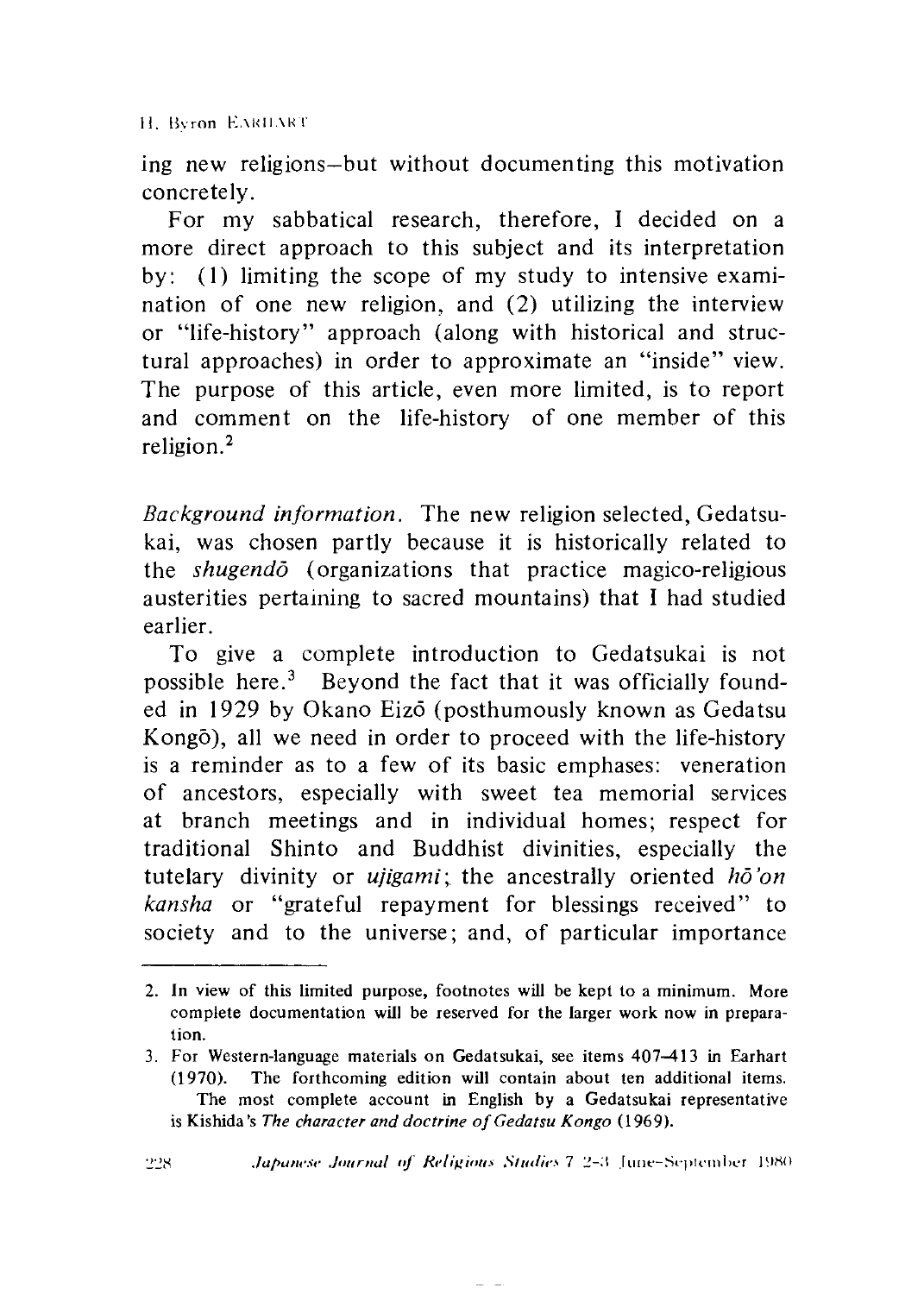ing new religions—but without documenting this motivation concretely.

For my sabbatical research, therefore, I decided on a more direct approach to this subject and its interpretation by: (1) limiting the scope of my study to intensive examination of one new religion, and (2) utilizing the interview or "life-history" approach (along with historical and structural approaches) in order to approximate an "inside" view. The purpose of this article, even more limited, is to report and comment on the life-history of one member of this religion.[2]

*Background information.* The new religion selected, Gedatsukai, was chosen partly because it is historically related to the *shugendō* (organizations that practice magico-religious austerities pertaining to sacred mountains) that I had studied earlier.

To give a complete introduction to Gedatsukai is not possible here.[3] Beyond the fact that it was officially founded in 1929 by Okano Eizō (posthumously known as Gedatsu Kongō), all we need in order to proceed with the life-history is a reminder as to a few of its basic emphases: veneration of ancestors, especially with sweet tea memorial services at branch meetings and in individual homes; respect for traditional Shinto and Buddhist divinities, especially the tutelary divinity or *ujigami*; the ancestrally oriented *hō'on kansha* or "grateful repayment for blessings received" to society and to the universe; and, of particular importance

---

2. In view of this limited purpose, footnotes will be kept to a minimum. More complete documentation will be reserved for the larger work now in preparation.

3. For Western-language materials on Gedatsukai, see items 407–413 in Earhart (1970). The forthcoming edition will contain about ten additional items. The most complete account in English by a Gedatsukai representative is Kishida's *The character and doctrine of Gedatsu Kongo* (1969).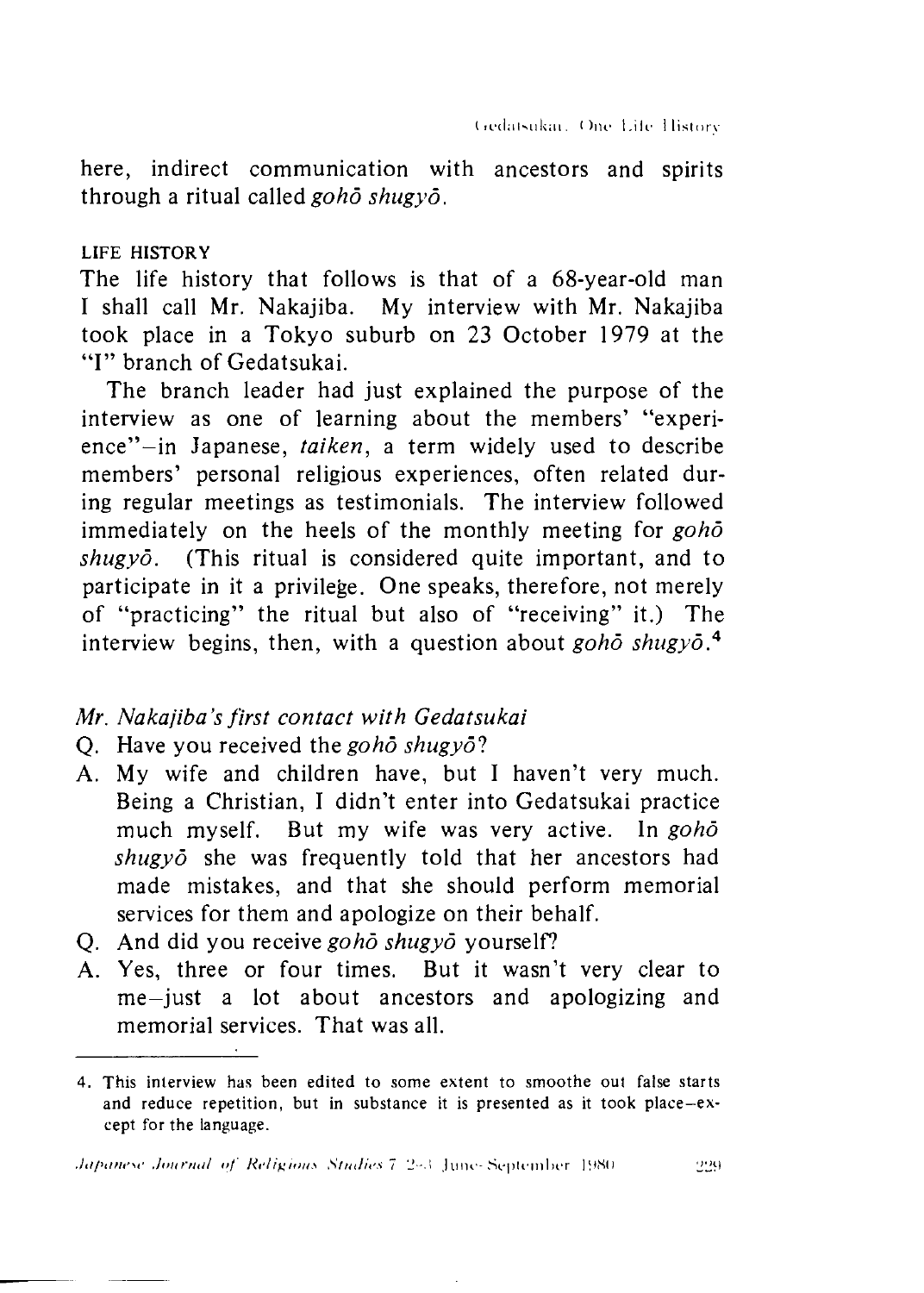here, indirect communication with ancestors and spirits through a ritual called *gohō shugyō*.

### LIFE HISTORY

The life history that follows is that of a 68-year-old man I shall call Mr. Nakajiba. My interview with Mr. Nakajiba took place in a Tokyo suburb on 23 October 1979 at the "I" branch of Gedatsukai.

The branch leader had just explained the purpose of the interview as one of learning about the members' "experience"–in Japanese, *taiken*, a term widely used to describe members' personal religious experiences, often related during regular meetings as testimonials. The interview followed immediately on the heels of the monthly meeting for *gohō shugyō*. (This ritual is considered quite important, and to participate in it a privilege. One speaks, therefore, not merely of "practicing" the ritual but also of "receiving" it.) The interview begins, then, with a question about *gohō shugyō*.[4]

*Mr. Nakajiba's first contact with Gedatsukai*

Q. Have you received the *gohō shugyō*?

A. My wife and children have, but I haven't very much. Being a Christian, I didn't enter into Gedatsukai practice much myself. But my wife was very active. In *gohō shugyō* she was frequently told that her ancestors had made mistakes, and that she should perform memorial services for them and apologize on their behalf.

Q. And did you receive *gohō shugyō* yourself?

A. Yes, three or four times. But it wasn't very clear to me–just a lot about ancestors and apologizing and memorial services. That was all.

---

4. This interview has been edited to some extent to smoothe out false starts and reduce repetition, but in substance it is presented as it took place–except for the language.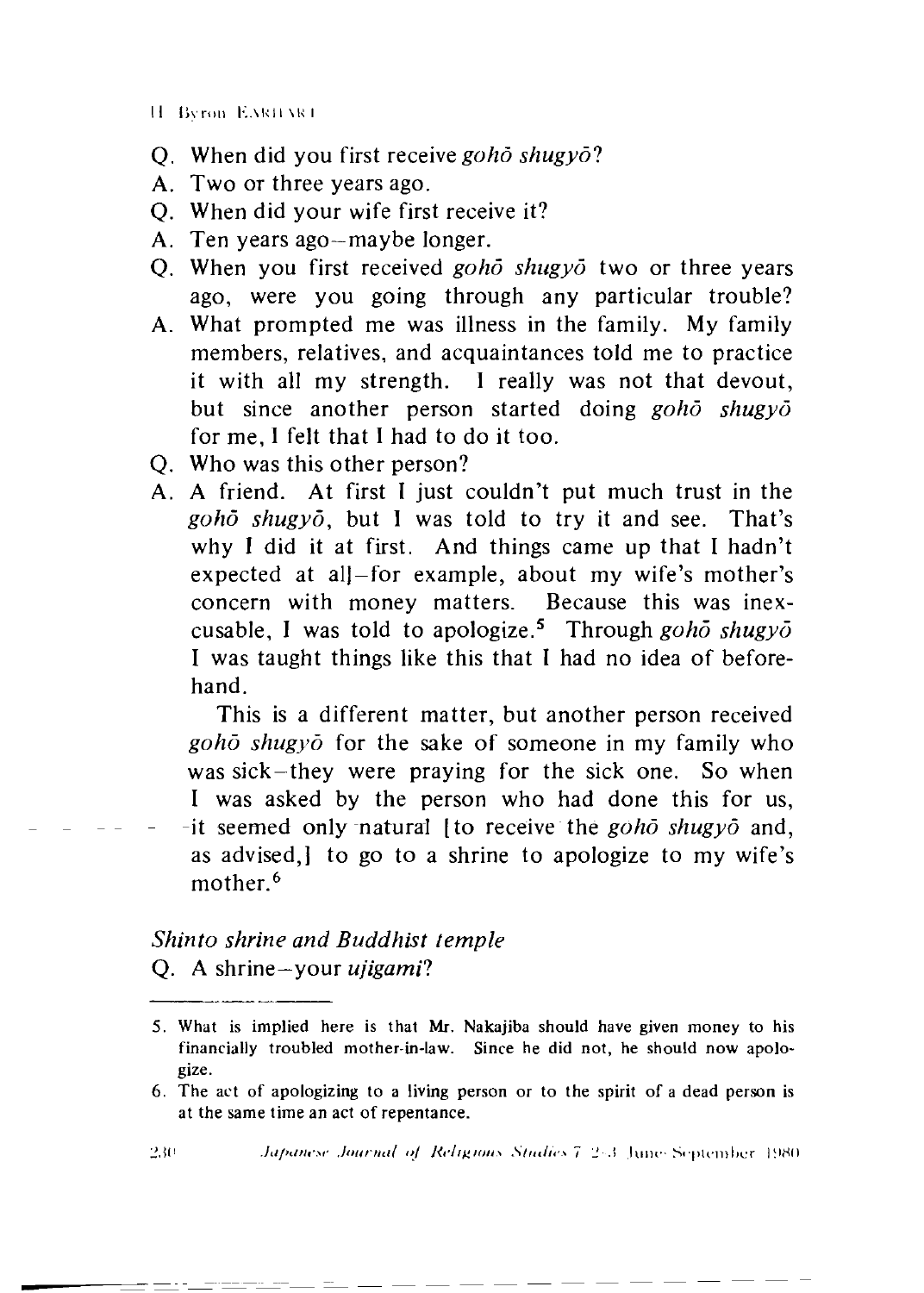Q. When did you first receive *gohō shugyō*?

A. Two or three years ago.

Q. When did your wife first receive it?

A. Ten years ago—maybe longer.

Q. When you first received *gohō shugyō* two or three years ago, were you going through any particular trouble?

A. What prompted me was illness in the family. My family members, relatives, and acquaintances told me to practice it with all my strength. I really was not that devout, but since another person started doing *gohō shugyō* for me, I felt that I had to do it too.

Q. Who was this other person?

A. A friend. At first I just couldn't put much trust in the *gohō shugyō*, but I was told to try it and see. That's why I did it at first. And things came up that I hadn't expected at all—for example, about my wife's mother's concern with money matters. Because this was inexcusable, I was told to apologize.[5] Through *gohō shugyō* I was taught things like this that I had no idea of beforehand.

This is a different matter, but another person received *gohō shugyō* for the sake of someone in my family who was sick—they were praying for the sick one. So when I was asked by the person who had done this for us, it seemed only natural [to receive the *gohō shugyō* and, as advised,] to go to a shrine to apologize to my wife's mother.[6]

### *Shinto shrine and Buddhist temple*

Q. A shrine—your *ujigami*?

---

5. What is implied here is that Mr. Nakajiba should have given money to his financially troubled mother-in-law. Since he did not, he should now apologize.

6. The act of apologizing to a living person or to the spirit of a dead person is at the same time an act of repentance.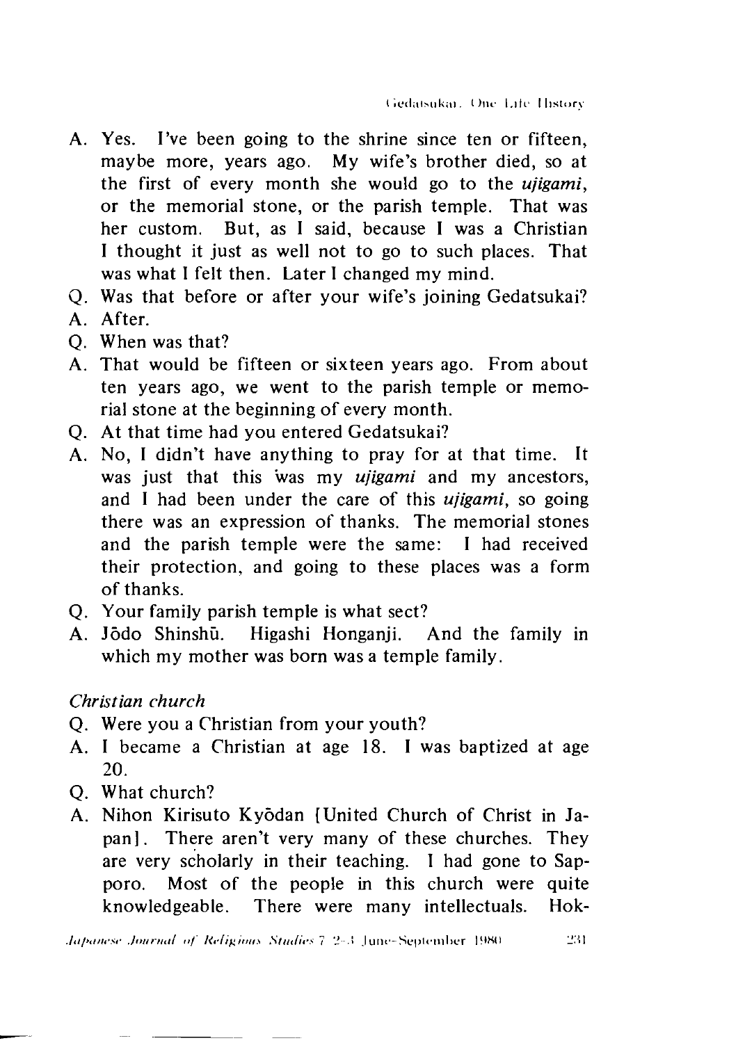A. Yes. I've been going to the shrine since ten or fifteen, maybe more, years ago. My wife's brother died, so at the first of every month she would go to the *ujigami*, or the memorial stone, or the parish temple. That was her custom. But, as I said, because I was a Christian I thought it just as well not to go to such places. That was what I felt then. Later I changed my mind.

Q. Was that before or after your wife's joining Gedatsukai?

A. After.

Q. When was that?

A. That would be fifteen or sixteen years ago. From about ten years ago, we went to the parish temple or memorial stone at the beginning of every month.

Q. At that time had you entered Gedatsukai?

A. No, I didn't have anything to pray for at that time. It was just that this was my *ujigami* and my ancestors, and I had been under the care of this *ujigami*, so going there was an expression of thanks. The memorial stones and the parish temple were the same: I had received their protection, and going to these places was a form of thanks.

Q. Your family parish temple is what sect?

A. Jōdo Shinshū. Higashi Honganji. And the family in which my mother was born was a temple family.

*Christian church*

Q. Were you a Christian from your youth?

A. I became a Christian at age 18. I was baptized at age 20.

Q. What church?

A. Nihon Kirisuto Kyōdan [United Church of Christ in Japan]. There aren't very many of these churches. They are very scholarly in their teaching. I had gone to Sapporo. Most of the people in this church were quite knowledgeable. There were many intellectuals. Hok-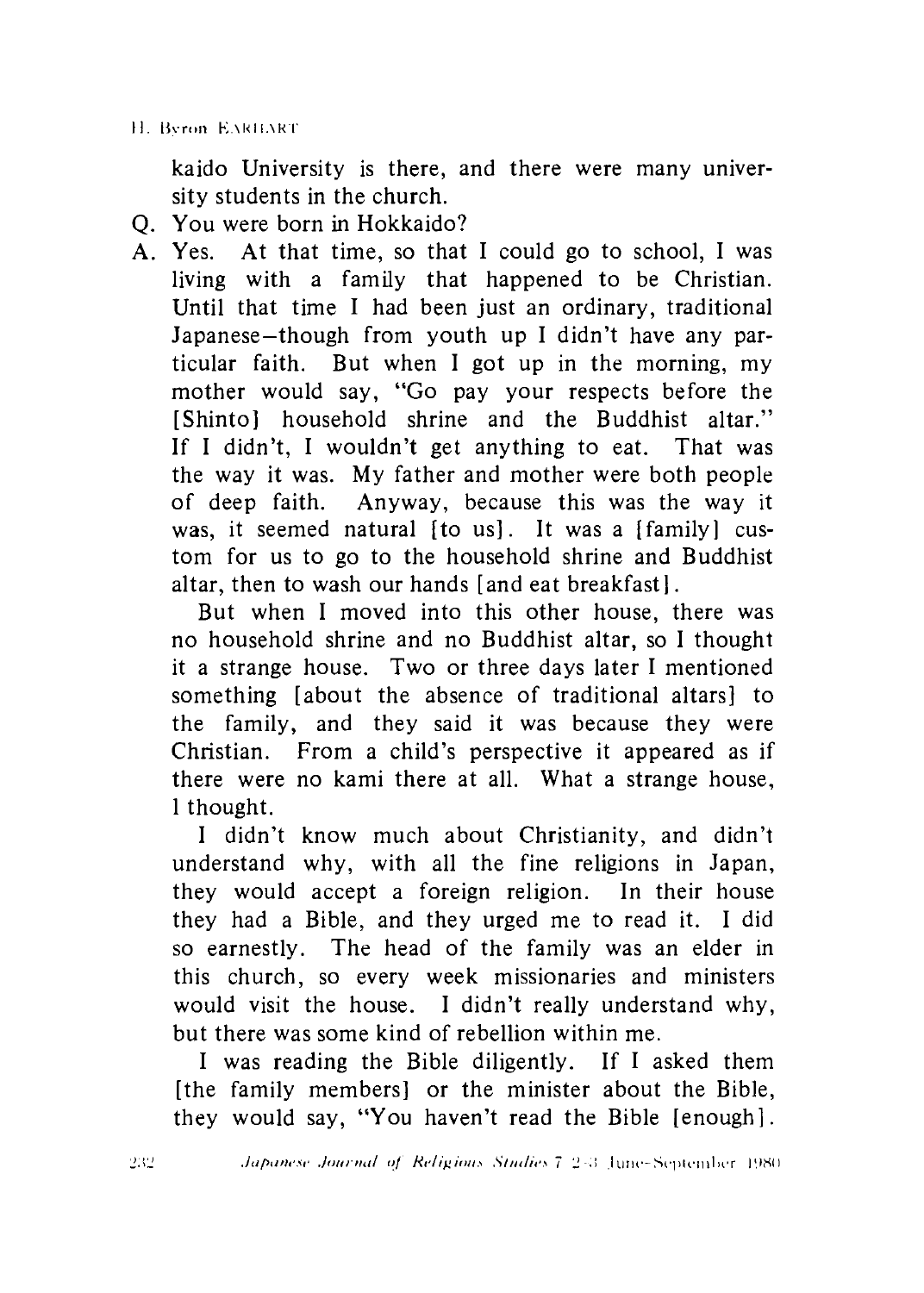kaido University is there, and there were many university students in the church.

Q. You were born in Hokkaido?

A. Yes. At that time, so that I could go to school, I was living with a family that happened to be Christian. Until that time I had been just an ordinary, traditional Japanese—though from youth up I didn't have any particular faith. But when I got up in the morning, my mother would say, "Go pay your respects before the [Shinto] household shrine and the Buddhist altar." If I didn't, I wouldn't get anything to eat. That was the way it was. My father and mother were both people of deep faith. Anyway, because this was the way it was, it seemed natural [to us]. It was a [family] custom for us to go to the household shrine and Buddhist altar, then to wash our hands [and eat breakfast].

But when I moved into this other house, there was no household shrine and no Buddhist altar, so I thought it a strange house. Two or three days later I mentioned something [about the absence of traditional altars] to the family, and they said it was because they were Christian. From a child's perspective it appeared as if there were no kami there at all. What a strange house, I thought.

I didn't know much about Christianity, and didn't understand why, with all the fine religions in Japan, they would accept a foreign religion. In their house they had a Bible, and they urged me to read it. I did so earnestly. The head of the family was an elder in this church, so every week missionaries and ministers would visit the house. I didn't really understand why, but there was some kind of rebellion within me.

I was reading the Bible diligently. If I asked them [the family members] or the minister about the Bible, they would say, "You haven't read the Bible [enough].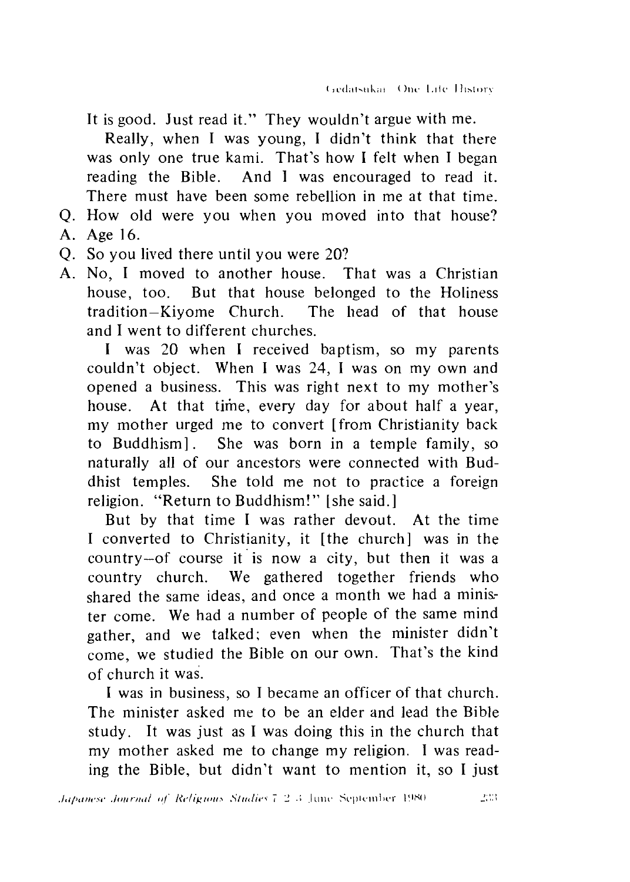It is good. Just read it." They wouldn't argue with me.

Really, when I was young, I didn't think that there was only one true kami. That's how I felt when I began reading the Bible. And I was encouraged to read it. There must have been some rebellion in me at that time.

Q. How old were you when you moved into that house?

A. Age 16.

Q. So you lived there until you were 20?

A. No, I moved to another house. That was a Christian house, too. But that house belonged to the Holiness tradition–Kiyome Church. The head of that house and I went to different churches.

I was 20 when I received baptism, so my parents couldn't object. When I was 24, I was on my own and opened a business. This was right next to my mother's house. At that time, every day for about half a year, my mother urged me to convert [from Christianity back to Buddhism]. She was born in a temple family, so naturally all of our ancestors were connected with Buddhist temples. She told me not to practice a foreign religion. "Return to Buddhism!" [she said.]

But by that time I was rather devout. At the time I converted to Christianity, it [the church] was in the country–of course it is now a city, but then it was a country church. We gathered together friends who shared the same ideas, and once a month we had a minister come. We had a number of people of the same mind gather, and we talked; even when the minister didn't come, we studied the Bible on our own. That's the kind of church it was.

I was in business, so I became an officer of that church. The minister asked me to be an elder and lead the Bible study. It was just as I was doing this in the church that my mother asked me to change my religion. I was reading the Bible, but didn't want to mention it, so I just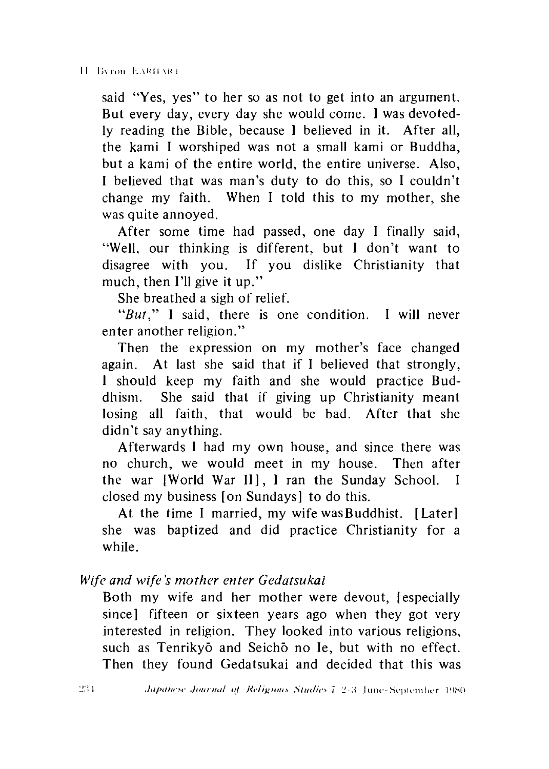said "Yes, yes" to her so as not to get into an argument. But every day, every day she would come. I was devotedly reading the Bible, because I believed in it. After all, the kami I worshiped was not a small kami or Buddha, but a kami of the entire world, the entire universe. Also, I believed that was man's duty to do this, so I couldn't change my faith. When I told this to my mother, she was quite annoyed.

After some time had passed, one day I finally said, "Well, our thinking is different, but I don't want to disagree with you. If you dislike Christianity that much, then I'll give it up."

She breathed a sigh of relief.

"*But*," I said, there is one condition. I will never enter another religion."

Then the expression on my mother's face changed again. At last she said that if I believed that strongly, I should keep my faith and she would practice Buddhism. She said that if giving up Christianity meant losing all faith, that would be bad. After that she didn't say anything.

Afterwards I had my own house, and since there was no church, we would meet in my house. Then after the war [World War II], I ran the Sunday School. I closed my business [on Sundays] to do this.

At the time I married, my wife was Buddhist. [Later] she was baptized and did practice Christianity for a while.

*Wife and wife's mother enter Gedatsukai*

Both my wife and her mother were devout, [especially since] fifteen or sixteen years ago when they got very interested in religion. They looked into various religions, such as Tenrikyō and Seichō no Ie, but with no effect. Then they found Gedatsukai and decided that this was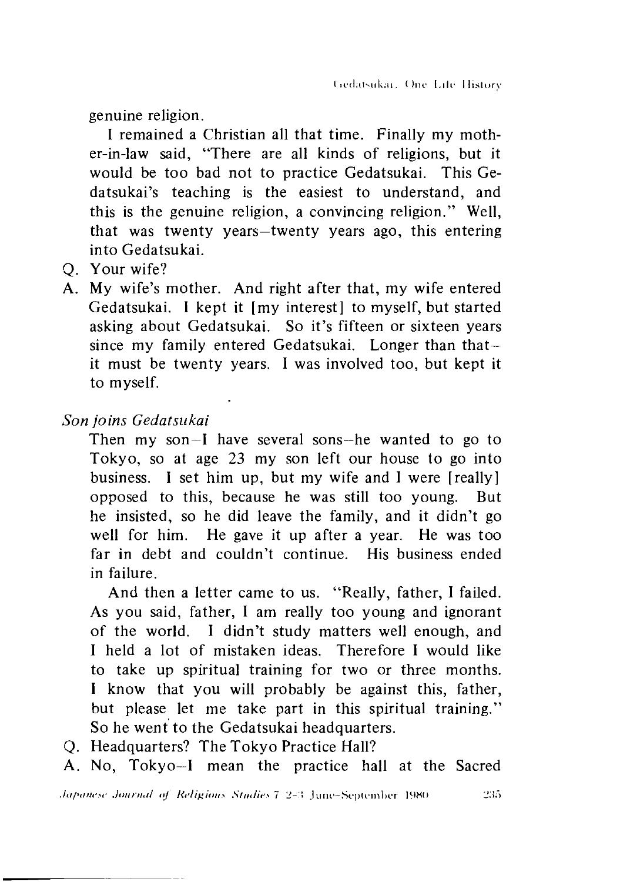genuine religion.

I remained a Christian all that time. Finally my mother-in-law said, "There are all kinds of religions, but it would be too bad not to practice Gedatsukai. This Gedatsukai's teaching is the easiest to understand, and this is the genuine religion, a convincing religion." Well, that was twenty years—twenty years ago, this entering into Gedatsukai.

Q. Your wife?

A. My wife's mother. And right after that, my wife entered Gedatsukai. I kept it [my interest] to myself, but started asking about Gedatsukai. So it's fifteen or sixteen years since my family entered Gedatsukai. Longer than that—it must be twenty years. I was involved too, but kept it to myself.

*Son joins Gedatsukai*

Then my son—I have several sons—he wanted to go to Tokyo, so at age 23 my son left our house to go into business. I set him up, but my wife and I were [really] opposed to this, because he was still too young. But he insisted, so he did leave the family, and it didn't go well for him. He gave it up after a year. He was too far in debt and couldn't continue. His business ended in failure.

And then a letter came to us. "Really, father, I failed. As you said, father, I am really too young and ignorant of the world. I didn't study matters well enough, and I held a lot of mistaken ideas. Therefore I would like to take up spiritual training for two or three months. I know that you will probably be against this, father, but please let me take part in this spiritual training." So he went to the Gedatsukai headquarters.

Q. Headquarters? The Tokyo Practice Hall?

A. No, Tokyo—I mean the practice hall at the Sacred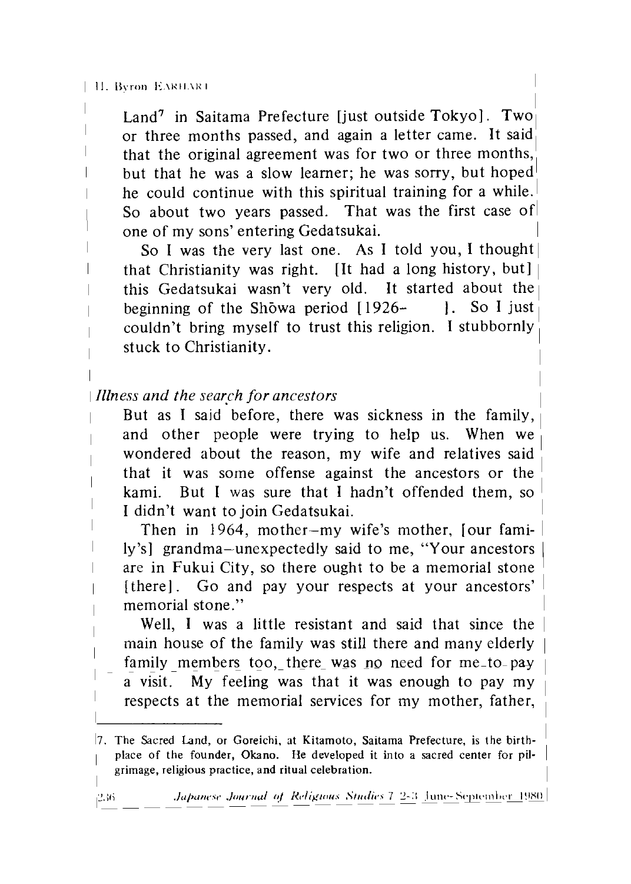Land[7] in Saitama Prefecture [just outside Tokyo]. Two or three months passed, and again a letter came. It said that the original agreement was for two or three months, but that he was a slow learner; he was sorry, but hoped he could continue with this spiritual training for a while. So about two years passed. That was the first case of one of my sons' entering Gedatsukai.

So I was the very last one. As I told you, I thought that Christianity was right. [It had a long history, but] this Gedatsukai wasn't very old. It started about the beginning of the Shōwa period [1926– ]. So I just couldn't bring myself to trust this religion. I stubbornly stuck to Christianity.

*Illness and the search for ancestors*

But as I said before, there was sickness in the family, and other people were trying to help us. When we wondered about the reason, my wife and relatives said that it was some offense against the ancestors or the kami. But I was sure that I hadn't offended them, so I didn't want to join Gedatsukai.

Then in 1964, mother–my wife's mother, [our family's] grandma–unexpectedly said to me, "Your ancestors are in Fukui City, so there ought to be a memorial stone [there]. Go and pay your respects at your ancestors' memorial stone."

Well, I was a little resistant and said that since the main house of the family was still there and many elderly family members too, there was no need for me to pay a visit. My feeling was that it was enough to pay my respects at the memorial services for my mother, father,

---

7. The Sacred Land, or Goreichi, at Kitamoto, Saitama Prefecture, is the birthplace of the founder, Okano. He developed it into a sacred center for pilgrimage, religious practice, and ritual celebration.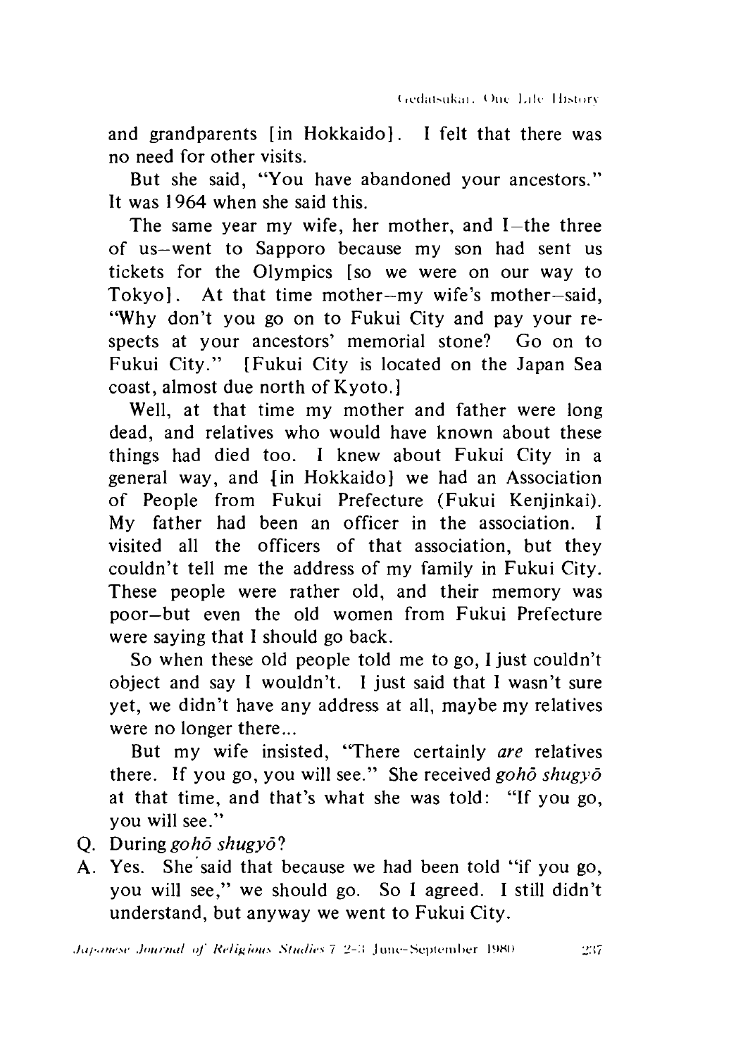and grandparents [in Hokkaido]. I felt that there was no need for other visits.

But she said, "You have abandoned your ancestors." It was 1964 when she said this.

The same year my wife, her mother, and I—the three of us—went to Sapporo because my son had sent us tickets for the Olympics [so we were on our way to Tokyo]. At that time mother—my wife's mother—said, "Why don't you go on to Fukui City and pay your respects at your ancestors' memorial stone? Go on to Fukui City." [Fukui City is located on the Japan Sea coast, almost due north of Kyoto.]

Well, at that time my mother and father were long dead, and relatives who would have known about these things had died too. I knew about Fukui City in a general way, and [in Hokkaido] we had an Association of People from Fukui Prefecture (Fukui Kenjinkai). My father had been an officer in the association. I visited all the officers of that association, but they couldn't tell me the address of my family in Fukui City. These people were rather old, and their memory was poor—but even the old women from Fukui Prefecture were saying that I should go back.

So when these old people told me to go, I just couldn't object and say I wouldn't. I just said that I wasn't sure yet, we didn't have any address at all, maybe my relatives were no longer there...

But my wife insisted, "There certainly *are* relatives there. If you go, you will see." She received *gohō shugyō* at that time, and that's what she was told: "If you go, you will see."

Q. During *gohō shugyō*?

A. Yes. She said that because we had been told "if you go, you will see," we should go. So I agreed. I still didn't understand, but anyway we went to Fukui City.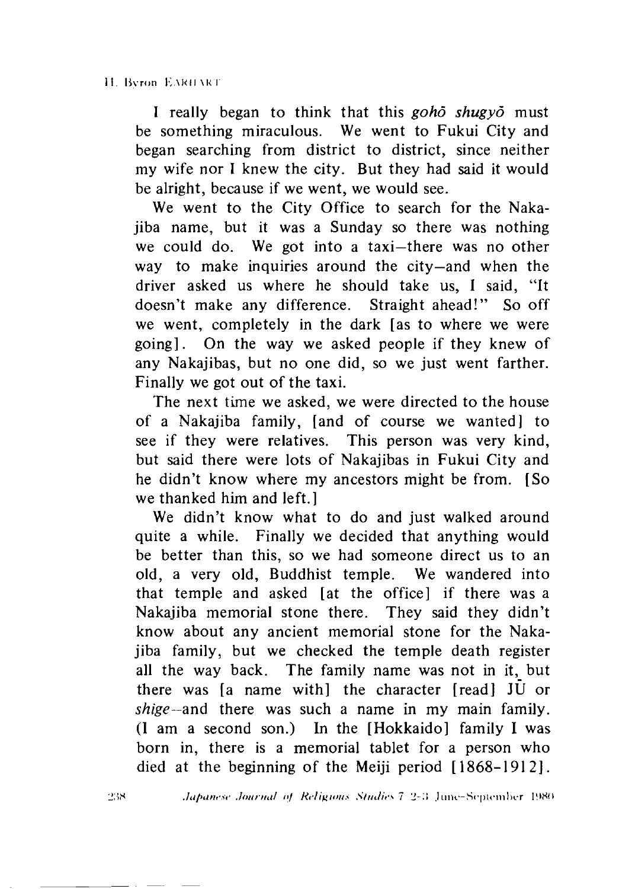I really began to think that this *gohō shugyō* must be something miraculous. We went to Fukui City and began searching from district to district, since neither my wife nor I knew the city. But they had said it would be alright, because if we went, we would see.

We went to the City Office to search for the Nakajiba name, but it was a Sunday so there was nothing we could do. We got into a taxi—there was no other way to make inquiries around the city—and when the driver asked us where he should take us, I said, "It doesn't make any difference. Straight ahead!" So off we went, completely in the dark [as to where we were going]. On the way we asked people if they knew of any Nakajibas, but no one did, so we just went farther. Finally we got out of the taxi.

The next time we asked, we were directed to the house of a Nakajiba family, [and of course we wanted] to see if they were relatives. This person was very kind, but said there were lots of Nakajibas in Fukui City and he didn't know where my ancestors might be from. [So we thanked him and left.]

We didn't know what to do and just walked around quite a while. Finally we decided that anything would be better than this, so we had someone direct us to an old, a very old, Buddhist temple. We wandered into that temple and asked [at the office] if there was a Nakajiba memorial stone there. They said they didn't know about any ancient memorial stone for the Nakajiba family, but we checked the temple death register all the way back. The family name was not in it, but there was [a name with] the character [read] JŪ or *shige*—and there was such a name in my main family. (I am a second son.) In the [Hokkaido] family I was born in, there is a memorial tablet for a person who died at the beginning of the Meiji period [1868–1912].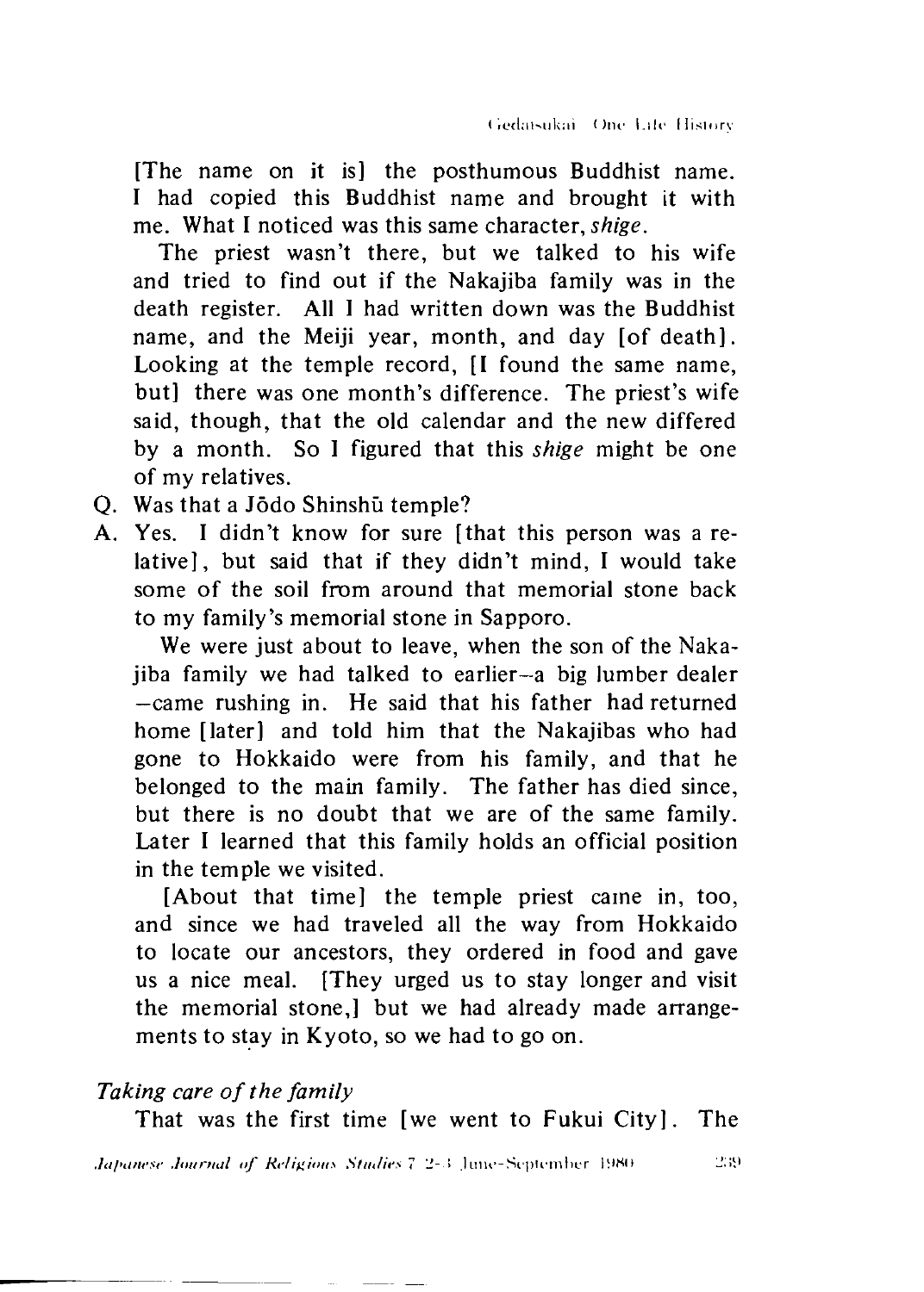[The name on it is] the posthumous Buddhist name. I had copied this Buddhist name and brought it with me. What I noticed was this same character, *shige*.

The priest wasn't there, but we talked to his wife and tried to find out if the Nakajiba family was in the death register. All I had written down was the Buddhist name, and the Meiji year, month, and day [of death]. Looking at the temple record, [I found the same name, but] there was one month's difference. The priest's wife said, though, that the old calendar and the new differed by a month. So I figured that this *shige* might be one of my relatives.

Q. Was that a Jōdo Shinshū temple?

A. Yes. I didn't know for sure [that this person was a relative], but said that if they didn't mind, I would take some of the soil from around that memorial stone back to my family's memorial stone in Sapporo.

We were just about to leave, when the son of the Nakajiba family we had talked to earlier—a big lumber dealer—came rushing in. He said that his father had returned home [later] and told him that the Nakajibas who had gone to Hokkaido were from his family, and that he belonged to the main family. The father has died since, but there is no doubt that we are of the same family. Later I learned that this family holds an official position in the temple we visited.

[About that time] the temple priest came in, too, and since we had traveled all the way from Hokkaido to locate our ancestors, they ordered in food and gave us a nice meal. [They urged us to stay longer and visit the memorial stone,] but we had already made arrangements to stay in Kyoto, so we had to go on.

*Taking care of the family*

That was the first time [we went to Fukui City]. The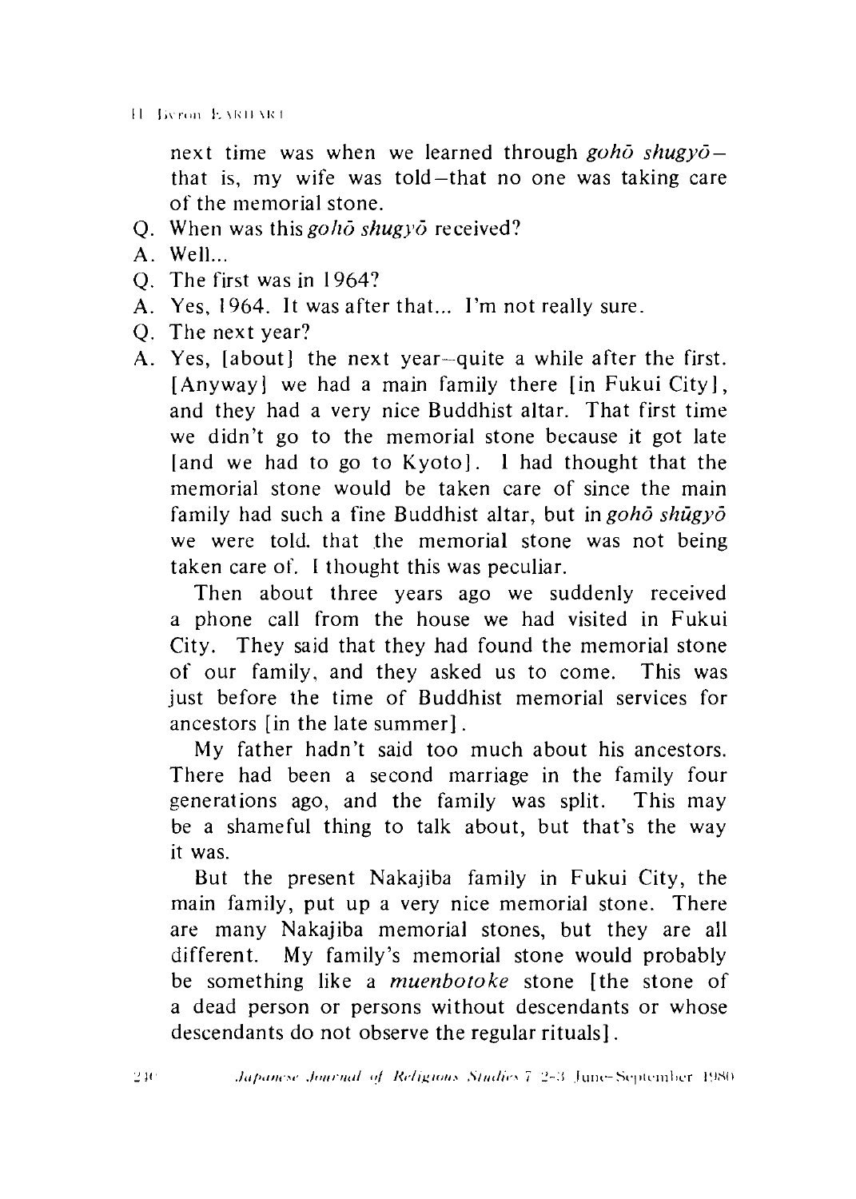next time was when we learned through *gohō shugyō*—that is, my wife was told—that no one was taking care of the memorial stone.

Q. When was this *gohō shugyō* received?

A. Well...

Q. The first was in 1964?

A. Yes, 1964. It was after that... I'm not really sure.

Q. The next year?

A. Yes, [about] the next year—quite a while after the first. [Anyway] we had a main family there [in Fukui City], and they had a very nice Buddhist altar. That first time we didn't go to the memorial stone because it got late [and we had to go to Kyoto]. I had thought that the memorial stone would be taken care of since the main family had such a fine Buddhist altar, but in *gohō shūgyō* we were told. that the memorial stone was not being taken care of. I thought this was peculiar.

Then about three years ago we suddenly received a phone call from the house we had visited in Fukui City. They said that they had found the memorial stone of our family, and they asked us to come. This was just before the time of Buddhist memorial services for ancestors [in the late summer].

My father hadn't said too much about his ancestors. There had been a second marriage in the family four generations ago, and the family was split. This may be a shameful thing to talk about, but that's the way it was.

But the present Nakajiba family in Fukui City, the main family, put up a very nice memorial stone. There are many Nakajiba memorial stones, but they are all different. My family's memorial stone would probably be something like a *muenbotoke* stone [the stone of a dead person or persons without descendants or whose descendants do not observe the regular rituals].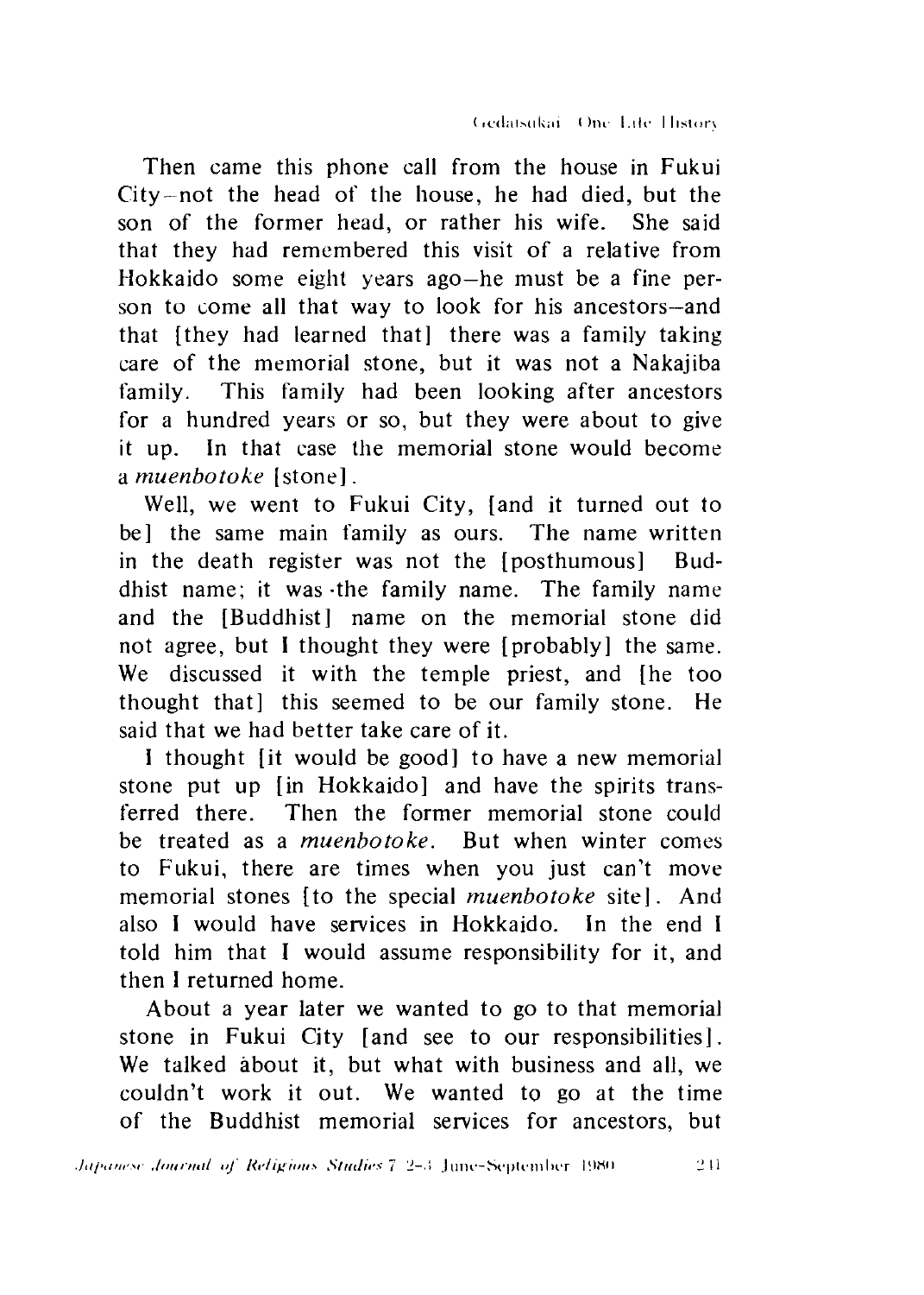Then came this phone call from the house in Fukui City–not the head of the house, he had died, but the son of the former head, or rather his wife. She said that they had remembered this visit of a relative from Hokkaido some eight years ago–he must be a fine person to come all that way to look for his ancestors–and that [they had learned that] there was a family taking care of the memorial stone, but it was not a Nakajiba family. This family had been looking after ancestors for a hundred years or so, but they were about to give it up. In that case the memorial stone would become a *muenbotoke* [stone].

Well, we went to Fukui City, [and it turned out to be] the same main family as ours. The name written in the death register was not the [posthumous] Buddhist name; it was the family name. The family name and the [Buddhist] name on the memorial stone did not agree, but I thought they were [probably] the same. We discussed it with the temple priest, and [he too thought that] this seemed to be our family stone. He said that we had better take care of it.

I thought [it would be good] to have a new memorial stone put up [in Hokkaido] and have the spirits transferred there. Then the former memorial stone could be treated as a *muenbotoke*. But when winter comes to Fukui, there are times when you just can't move memorial stones [to the special *muenbotoke* site]. And also I would have services in Hokkaido. In the end I told him that I would assume responsibility for it, and then I returned home.

About a year later we wanted to go to that memorial stone in Fukui City [and see to our responsibilities]. We talked about it, but what with business and all, we couldn't work it out. We wanted to go at the time of the Buddhist memorial services for ancestors, but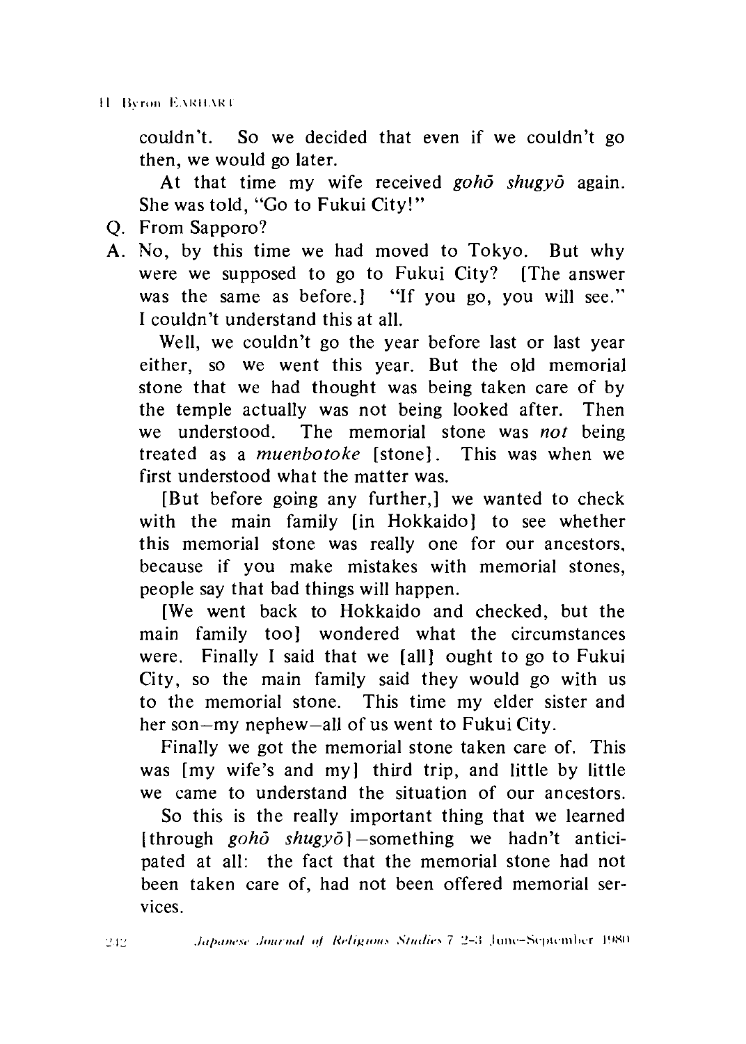couldn't. So we decided that even if we couldn't go then, we would go later.

At that time my wife received *gohō shugyō* again. She was told, "Go to Fukui City!"

Q. From Sapporo?

A. No, by this time we had moved to Tokyo. But why were we supposed to go to Fukui City? [The answer was the same as before.] "If you go, you will see." I couldn't understand this at all.

Well, we couldn't go the year before last or last year either, so we went this year. But the old memorial stone that we had thought was being taken care of by the temple actually was not being looked after. Then we understood. The memorial stone was *not* being treated as a *muenbotoke* [stone]. This was when we first understood what the matter was.

[But before going any further,] we wanted to check with the main family [in Hokkaido] to see whether this memorial stone was really one for our ancestors, because if you make mistakes with memorial stones, people say that bad things will happen.

[We went back to Hokkaido and checked, but the main family too] wondered what the circumstances were. Finally I said that we [all] ought to go to Fukui City, so the main family said they would go with us to the memorial stone. This time my elder sister and her son—my nephew—all of us went to Fukui City.

Finally we got the memorial stone taken care of. This was [my wife's and my] third trip, and little by little we came to understand the situation of our ancestors.

So this is the really important thing that we learned [through *gohō shugyō*]—something we hadn't anticipated at all: the fact that the memorial stone had not been taken care of, had not been offered memorial services.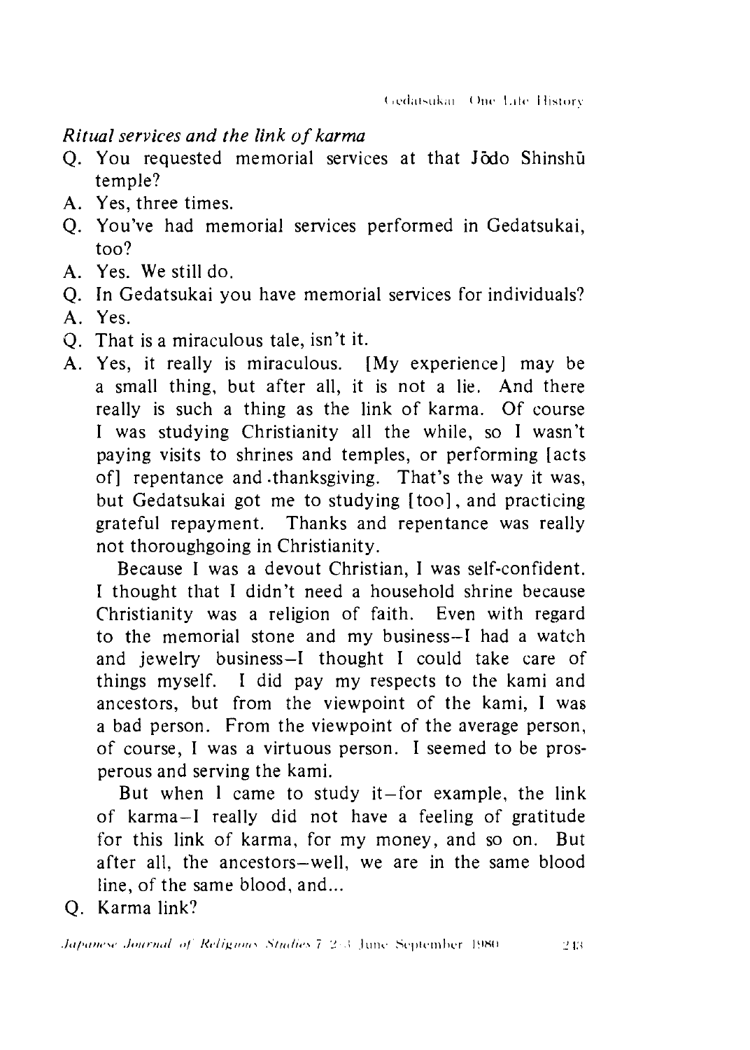*Ritual services and the link of karma*

Q. You requested memorial services at that Jōdo Shinshū temple?

A. Yes, three times.

Q. You've had memorial services performed in Gedatsukai, too?

A. Yes. We still do.

Q. In Gedatsukai you have memorial services for individuals?

A. Yes.

Q. That is a miraculous tale, isn't it.

A. Yes, it really is miraculous. [My experience] may be a small thing, but after all, it is not a lie. And there really is such a thing as the link of karma. Of course I was studying Christianity all the while, so I wasn't paying visits to shrines and temples, or performing [acts of] repentance and thanksgiving. That's the way it was, but Gedatsukai got me to studying [too], and practicing grateful repayment. Thanks and repentance was really not thoroughgoing in Christianity.

Because I was a devout Christian, I was self-confident. I thought that I didn't need a household shrine because Christianity was a religion of faith. Even with regard to the memorial stone and my business–I had a watch and jewelry business–I thought I could take care of things myself. I did pay my respects to the kami and ancestors, but from the viewpoint of the kami, I was a bad person. From the viewpoint of the average person, of course, I was a virtuous person. I seemed to be prosperous and serving the kami.

But when I came to study it–for example, the link of karma–I really did not have a feeling of gratitude for this link of karma, for my money, and so on. But after all, the ancestors–well, we are in the same blood line, of the same blood, and...

Q. Karma link?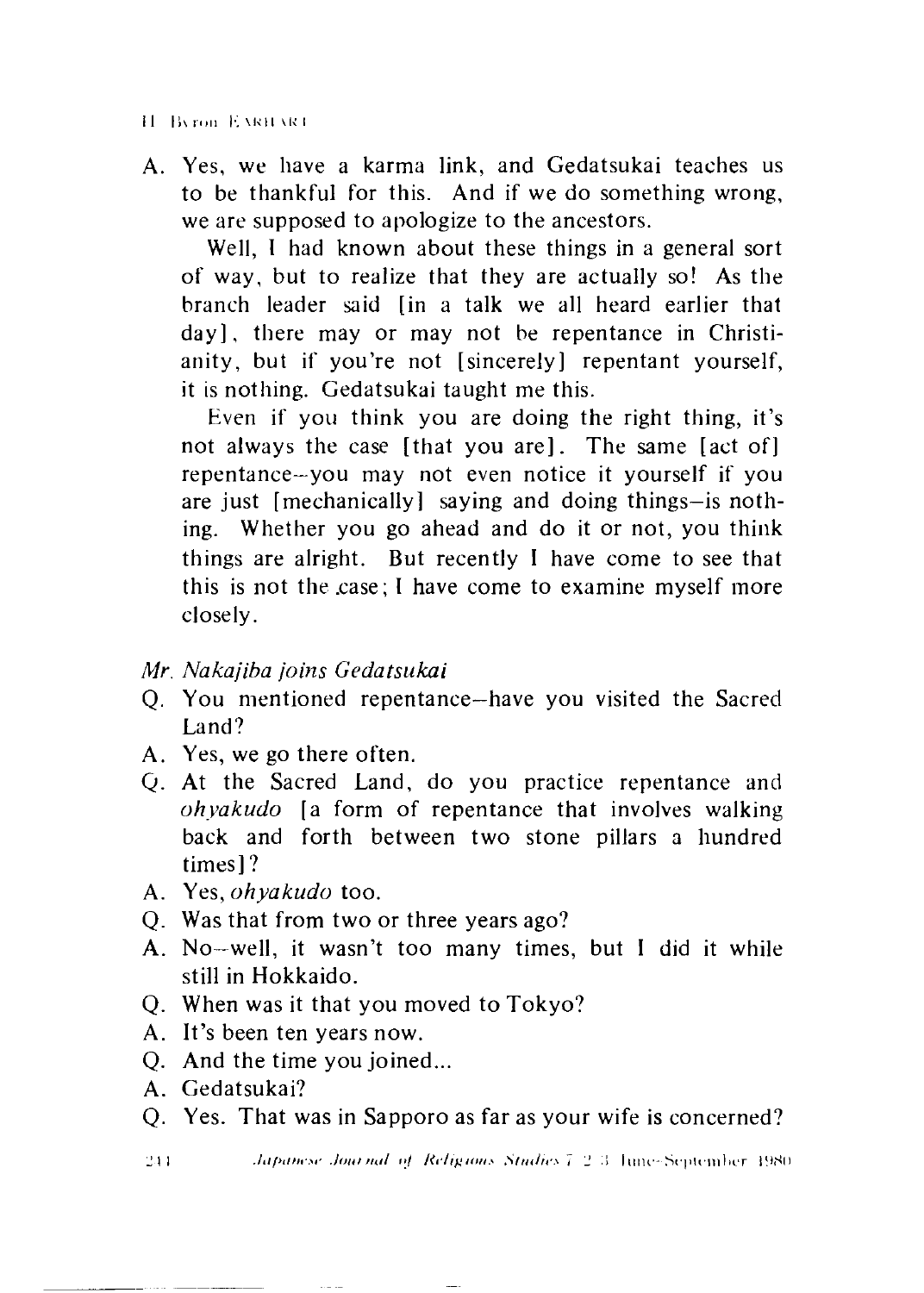A. Yes, we have a karma link, and Gedatsukai teaches us to be thankful for this. And if we do something wrong, we are supposed to apologize to the ancestors.

Well, I had known about these things in a general sort of way, but to realize that they are actually so! As the branch leader said [in a talk we all heard earlier that day], there may or may not be repentance in Christianity, but if you're not [sincerely] repentant yourself, it is nothing. Gedatsukai taught me this.

Even if you think you are doing the right thing, it's not always the case [that you are]. The same [act of] repentance—you may not even notice it yourself if you are just [mechanically] saying and doing things—is nothing. Whether you go ahead and do it or not, you think things are alright. But recently I have come to see that this is not the case; I have come to examine myself more closely.

*Mr. Nakajiba joins Gedatsukai*

Q. You mentioned repentance—have you visited the Sacred Land?

A. Yes, we go there often.

Q. At the Sacred Land, do you practice repentance and *ohyakudo* [a form of repentance that involves walking back and forth between two stone pillars a hundred times]?

A. Yes, *ohyakudo* too.

Q. Was that from two or three years ago?

A. No—well, it wasn't too many times, but I did it while still in Hokkaido.

Q. When was it that you moved to Tokyo?

A. It's been ten years now.

Q. And the time you joined...

A. Gedatsukai?

Q. Yes. That was in Sapporo as far as your wife is concerned?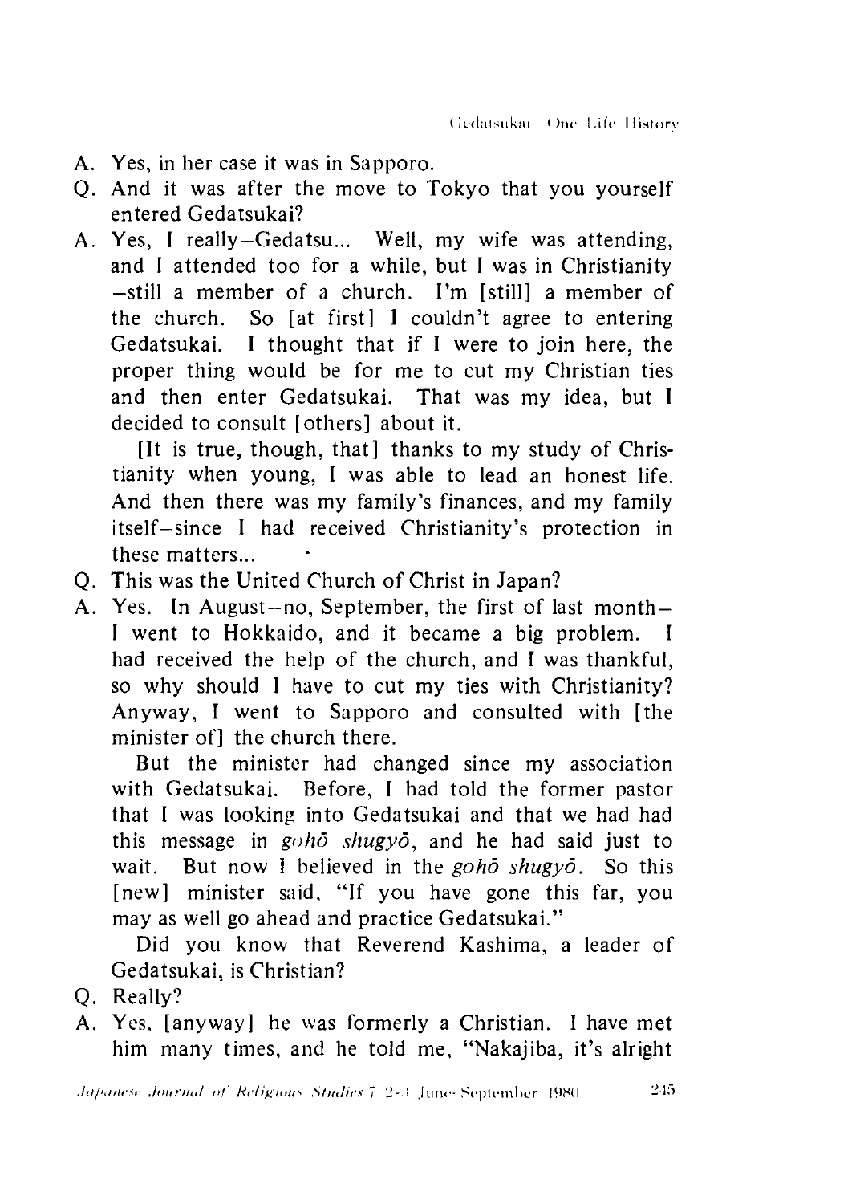A. Yes, in her case it was in Sapporo.

Q. And it was after the move to Tokyo that you yourself entered Gedatsukai?

A. Yes, I really–Gedatsu... Well, my wife was attending, and I attended too for a while, but I was in Christianity –still a member of a church. I'm [still] a member of the church. So [at first] I couldn't agree to entering Gedatsukai. I thought that if I were to join here, the proper thing would be for me to cut my Christian ties and then enter Gedatsukai. That was my idea, but I decided to consult [others] about it.

[It is true, though, that] thanks to my study of Christianity when young, I was able to lead an honest life. And then there was my family's finances, and my family itself–since I had received Christianity's protection in these matters...

Q. This was the United Church of Christ in Japan?

A. Yes. In August–no, September, the first of last month– I went to Hokkaido, and it became a big problem. I had received the help of the church, and I was thankful, so why should I have to cut my ties with Christianity? Anyway, I went to Sapporo and consulted with [the minister of] the church there.

But the minister had changed since my association with Gedatsukai. Before, I had told the former pastor that I was looking into Gedatsukai and that we had had this message in *gohō shugyō*, and he had said just to wait. But now I believed in the *gohō shugyō*. So this [new] minister said, "If you have gone this far, you may as well go ahead and practice Gedatsukai."

Did you know that Reverend Kashima, a leader of Gedatsukai, is Christian?

Q. Really?

A. Yes, [anyway] he was formerly a Christian. I have met him many times, and he told me, "Nakajiba, it's alright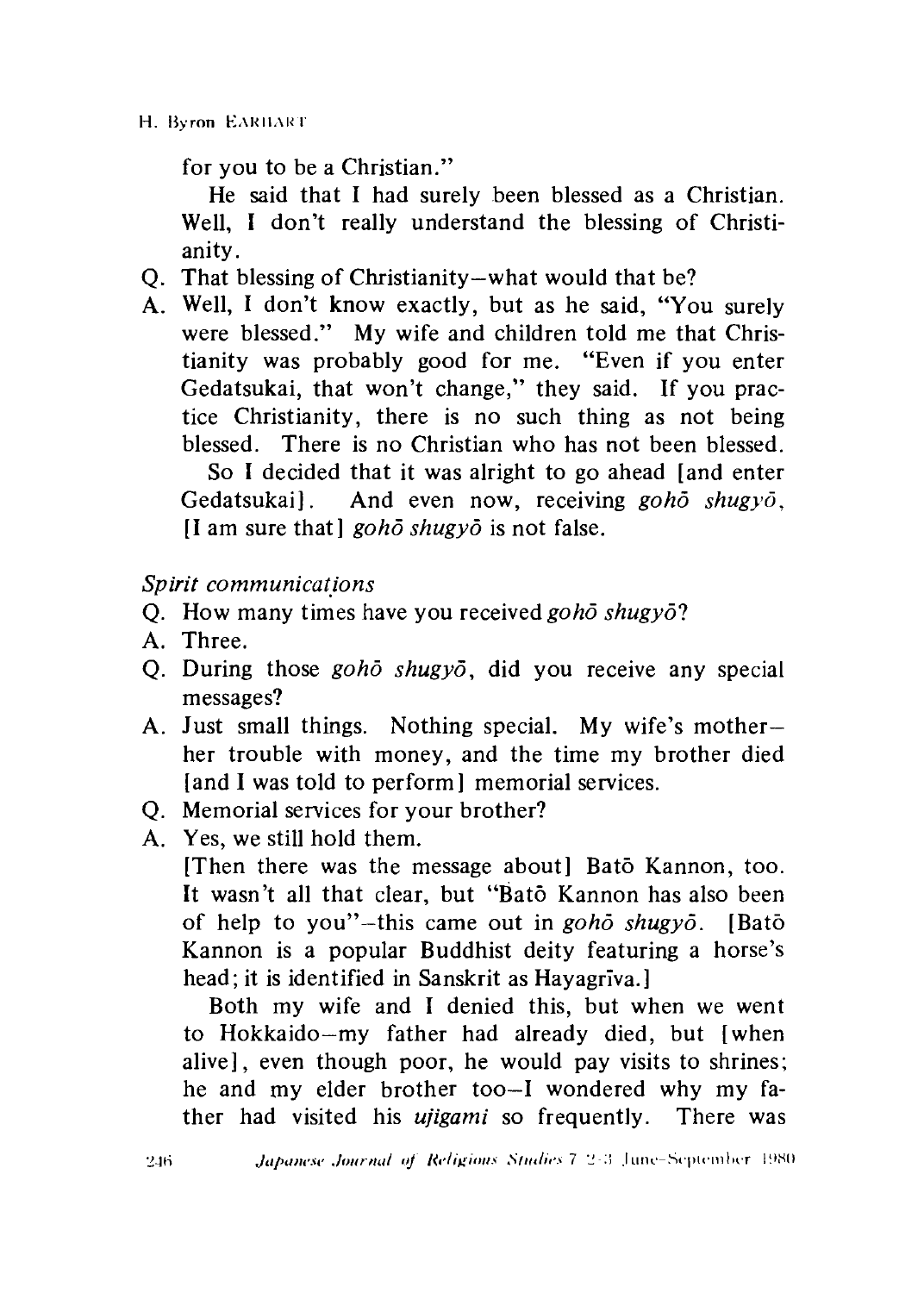for you to be a Christian."

He said that I had surely been blessed as a Christian. Well, I don't really understand the blessing of Christianity.

Q. That blessing of Christianity—what would that be?

A. Well, I don't know exactly, but as he said, "You surely were blessed." My wife and children told me that Christianity was probably good for me. "Even if you enter Gedatsukai, that won't change," they said. If you practice Christianity, there is no such thing as not being blessed. There is no Christian who has not been blessed.

So I decided that it was alright to go ahead [and enter Gedatsukai]. And even now, receiving *gohō shugyō*, [I am sure that] *gohō shugyō* is not false.

*Spirit communications*

Q. How many times have you received *gohō shugyō*?

A. Three.

Q. During those *gohō shugyō*, did you receive any special messages?

A. Just small things. Nothing special. My wife's mother—her trouble with money, and the time my brother died [and I was told to perform] memorial services.

Q. Memorial services for your brother?

A. Yes, we still hold them.

[Then there was the message about] Batō Kannon, too. It wasn't all that clear, but "Batō Kannon has also been of help to you"—this came out in *gohō shugyō*. [Batō Kannon is a popular Buddhist deity featuring a horse's head; it is identified in Sanskrit as Hayagrīva.]

Both my wife and I denied this, but when we went to Hokkaido—my father had already died, but [when alive], even though poor, he would pay visits to shrines; he and my elder brother too—I wondered why my father had visited his *ujigami* so frequently. There was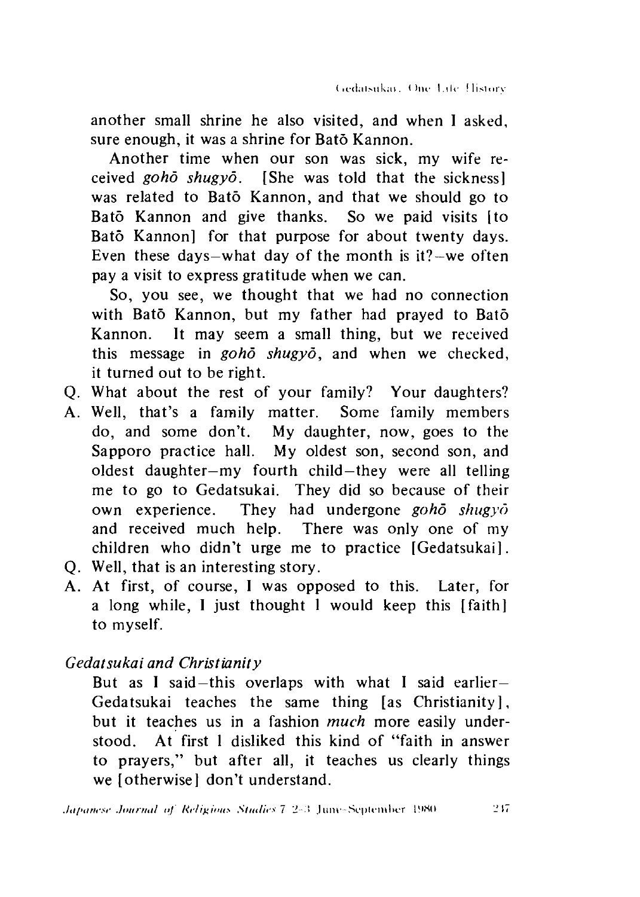another small shrine he also visited, and when I asked, sure enough, it was a shrine for Batō Kannon.

Another time when our son was sick, my wife received *gohō shugyō*. [She was told that the sickness] was related to Batō Kannon, and that we should go to Batō Kannon and give thanks. So we paid visits [to Batō Kannon] for that purpose for about twenty days. Even these days—what day of the month is it?—we often pay a visit to express gratitude when we can.

So, you see, we thought that we had no connection with Batō Kannon, but my father had prayed to Batō Kannon. It may seem a small thing, but we received this message in *gohō shugyō*, and when we checked, it turned out to be right.

Q. What about the rest of your family? Your daughters?

A. Well, that's a family matter. Some family members do, and some don't. My daughter, now, goes to the Sapporo practice hall. My oldest son, second son, and oldest daughter—my fourth child—they were all telling me to go to Gedatsukai. They did so because of their own experience. They had undergone *gohō shugyō* and received much help. There was only one of my children who didn't urge me to practice [Gedatsukai].

Q. Well, that is an interesting story.

A. At first, of course, I was opposed to this. Later, for a long while, I just thought I would keep this [faith] to myself.

*Gedatsukai and Christianity*

But as I said—this overlaps with what I said earlier—Gedatsukai teaches the same thing [as Christianity], but it teaches us in a fashion *much* more easily understood. At first I disliked this kind of "faith in answer to prayers," but after all, it teaches us clearly things we [otherwise] don't understand.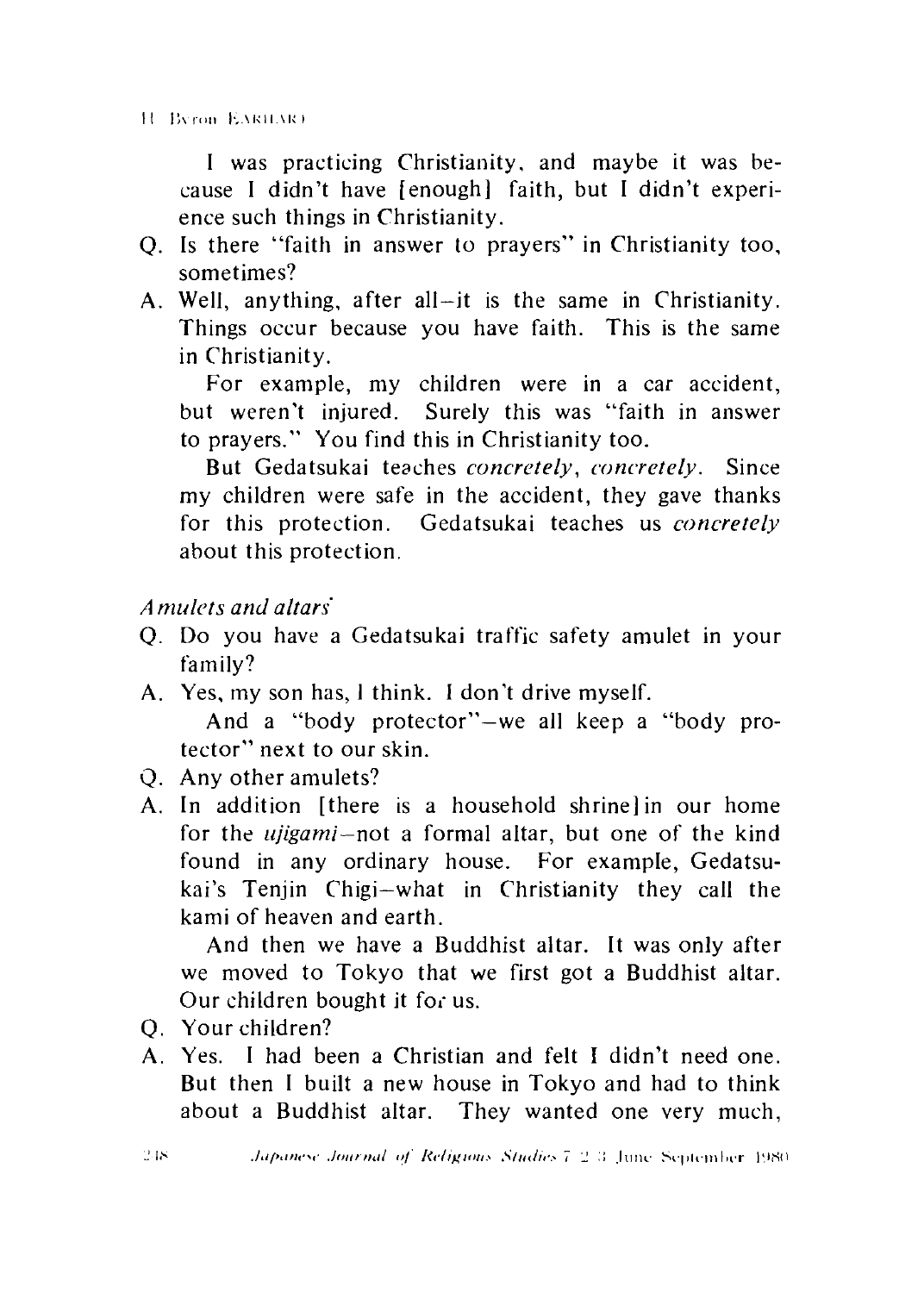I was practicing Christianity, and maybe it was because I didn't have [enough] faith, but I didn't experience such things in Christianity.

Q. Is there "faith in answer to prayers" in Christianity too, sometimes?

A. Well, anything, after all—it is the same in Christianity. Things occur because you have faith. This is the same in Christianity.

For example, my children were in a car accident, but weren't injured. Surely this was "faith in answer to prayers." You find this in Christianity too.

But Gedatsukai teaches *concretely*, *concretely*. Since my children were safe in the accident, they gave thanks for this protection. Gedatsukai teaches us *concretely* about this protection.

*Amulets and altars*

Q. Do you have a Gedatsukai traffic safety amulet in your family?

A. Yes, my son has, I think. I don't drive myself.

And a "body protector"—we all keep a "body protector" next to our skin.

Q. Any other amulets?

A. In addition [there is a household shrine] in our home for the *ujigami*—not a formal altar, but one of the kind found in any ordinary house. For example, Gedatsukai's Tenjin Chigi—what in Christianity they call the kami of heaven and earth.

And then we have a Buddhist altar. It was only after we moved to Tokyo that we first got a Buddhist altar. Our children bought it for us.

Q. Your children?

A. Yes. I had been a Christian and felt I didn't need one. But then I built a new house in Tokyo and had to think about a Buddhist altar. They wanted one very much,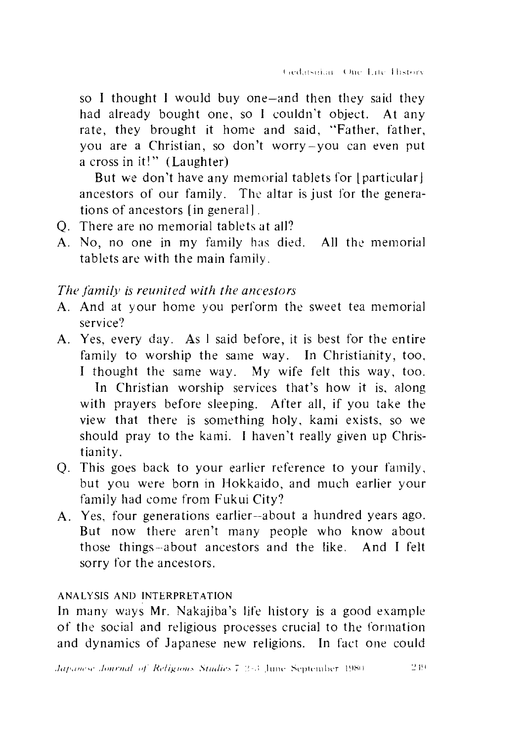so I thought I would buy one—and then they said they had already bought one, so I couldn't object. At any rate, they brought it home and said, "Father, father, you are a Christian, so don't worry–you can even put a cross in it!" (Laughter)

But we don't have any memorial tablets for [particular] ancestors of our family. The altar is just for the generations of ancestors [in general].

Q. There are no memorial tablets at all?

A. No, no one in my family has died. All the memorial tablets are with the main family.

*The family is reunited with the ancestors*

A. And at your home you perform the sweet tea memorial service?

A. Yes, every day. As I said before, it is best for the entire family to worship the same way. In Christianity, too, I thought the same way. My wife felt this way, too.

In Christian worship services that's how it is, along with prayers before sleeping. After all, if you take the view that there is something holy, kami exists, so we should pray to the kami. I haven't really given up Christianity.

Q. This goes back to your earlier reference to your family, but you were born in Hokkaido, and much earlier your family had come from Fukui City?

A. Yes, four generations earlier—about a hundred years ago. But now there aren't many people who know about those things—about ancestors and the like. And I felt sorry for the ancestors.

### ANALYSIS AND INTERPRETATION

In many ways Mr. Nakajiba's life history is a good example of the social and religious processes crucial to the formation and dynamics of Japanese new religions. In fact one could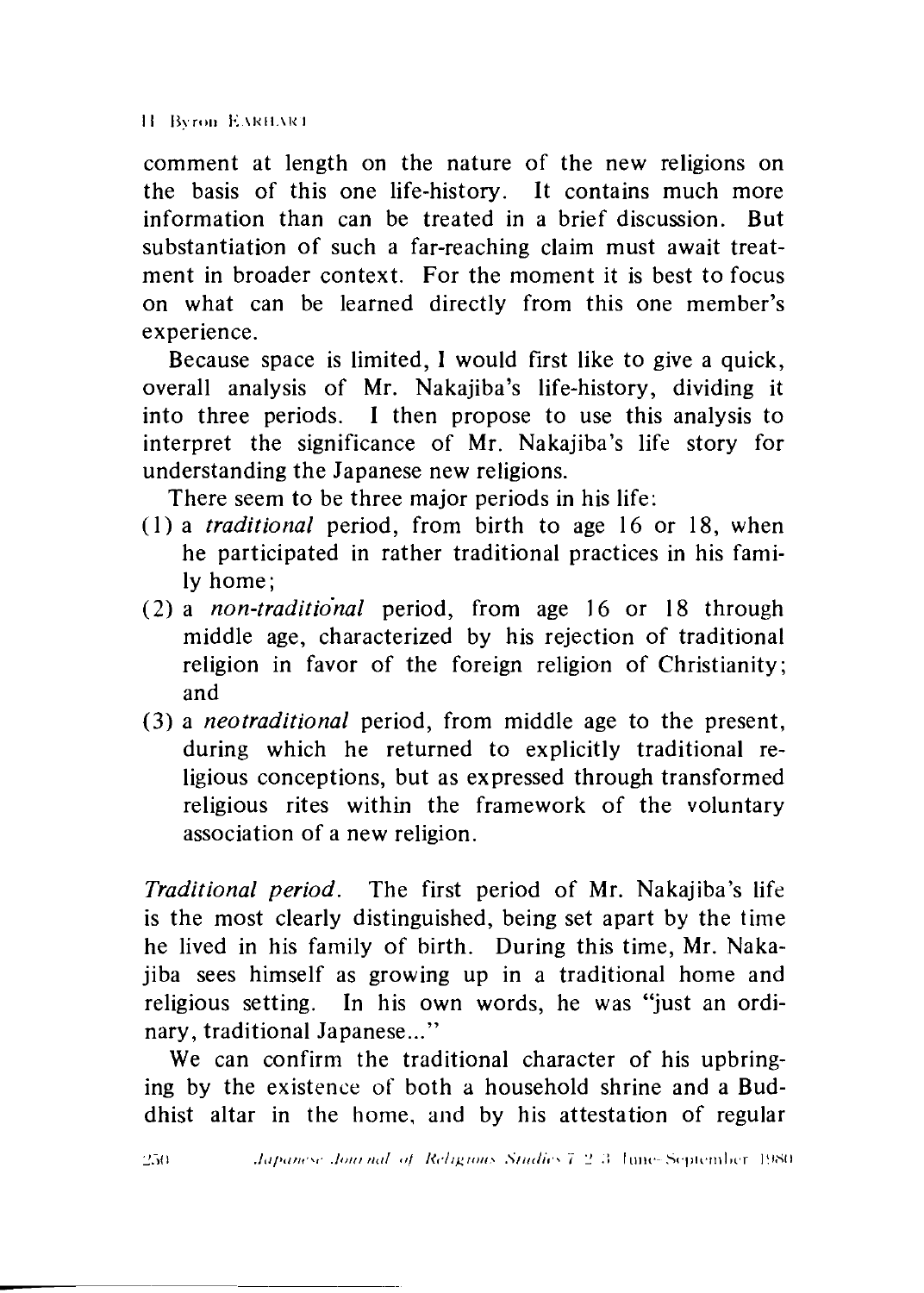comment at length on the nature of the new religions on the basis of this one life-history. It contains much more information than can be treated in a brief discussion. But substantiation of such a far-reaching claim must await treatment in broader context. For the moment it is best to focus on what can be learned directly from this one member's experience.

Because space is limited, I would first like to give a quick, overall analysis of Mr. Nakajiba's life-history, dividing it into three periods. I then propose to use this analysis to interpret the significance of Mr. Nakajiba's life story for understanding the Japanese new religions.

There seem to be three major periods in his life:

(1) a *traditional* period, from birth to age 16 or 18, when he participated in rather traditional practices in his family home;
(2) a *non-traditional* period, from age 16 or 18 through middle age, characterized by his rejection of traditional religion in favor of the foreign religion of Christianity; and
(3) a *neotraditional* period, from middle age to the present, during which he returned to explicitly traditional religious conceptions, but as expressed through transformed religious rites within the framework of the voluntary association of a new religion.

*Traditional period*. The first period of Mr. Nakajiba's life is the most clearly distinguished, being set apart by the time he lived in his family of birth. During this time, Mr. Nakajiba sees himself as growing up in a traditional home and religious setting. In his own words, he was "just an ordinary, traditional Japanese..."

We can confirm the traditional character of his upbringing by the existence of both a household shrine and a Buddhist altar in the home, and by his attestation of regular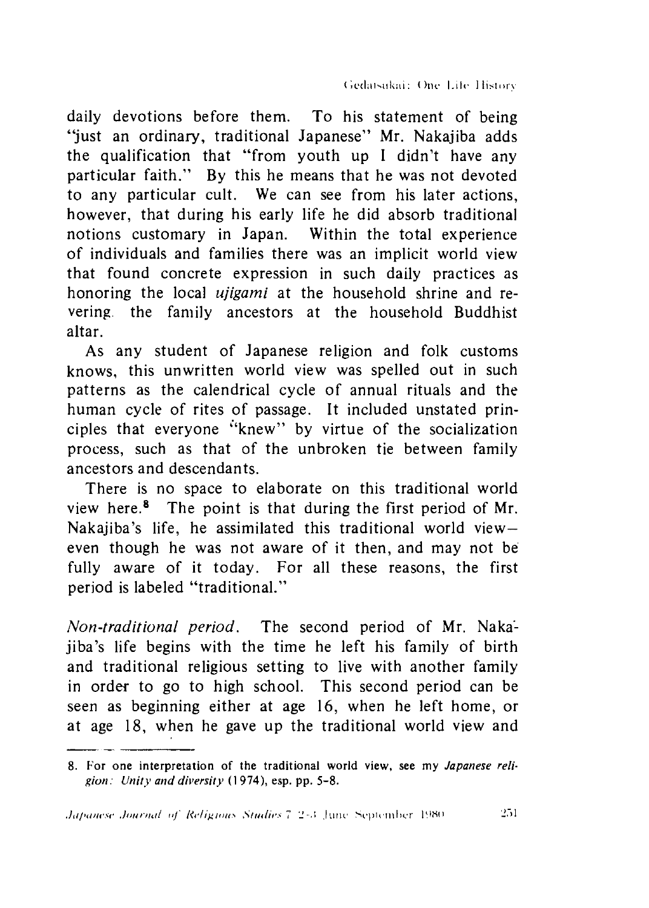daily devotions before them. To his statement of being "just an ordinary, traditional Japanese" Mr. Nakajiba adds the qualification that "from youth up I didn't have any particular faith." By this he means that he was not devoted to any particular cult. We can see from his later actions, however, that during his early life he did absorb traditional notions customary in Japan. Within the total experience of individuals and families there was an implicit world view that found concrete expression in such daily practices as honoring the local *ujigami* at the household shrine and revering the family ancestors at the household Buddhist altar.

As any student of Japanese religion and folk customs knows, this unwritten world view was spelled out in such patterns as the calendrical cycle of annual rituals and the human cycle of rites of passage. It included unstated principles that everyone "knew" by virtue of the socialization process, such as that of the unbroken tie between family ancestors and descendants.

There is no space to elaborate on this traditional world view here.[8] The point is that during the first period of Mr. Nakajiba's life, he assimilated this traditional world view—even though he was not aware of it then, and may not be fully aware of it today. For all these reasons, the first period is labeled "traditional."

*Non-traditional period*. The second period of Mr. Nakajiba's life begins with the time he left his family of birth and traditional religious setting to live with another family in order to go to high school. This second period can be seen as beginning either at age 16, when he left home, or at age 18, when he gave up the traditional world view and

---

8. For one interpretation of the traditional world view, see my *Japanese religion: Unity and diversity* (1974), esp. pp. 5–8.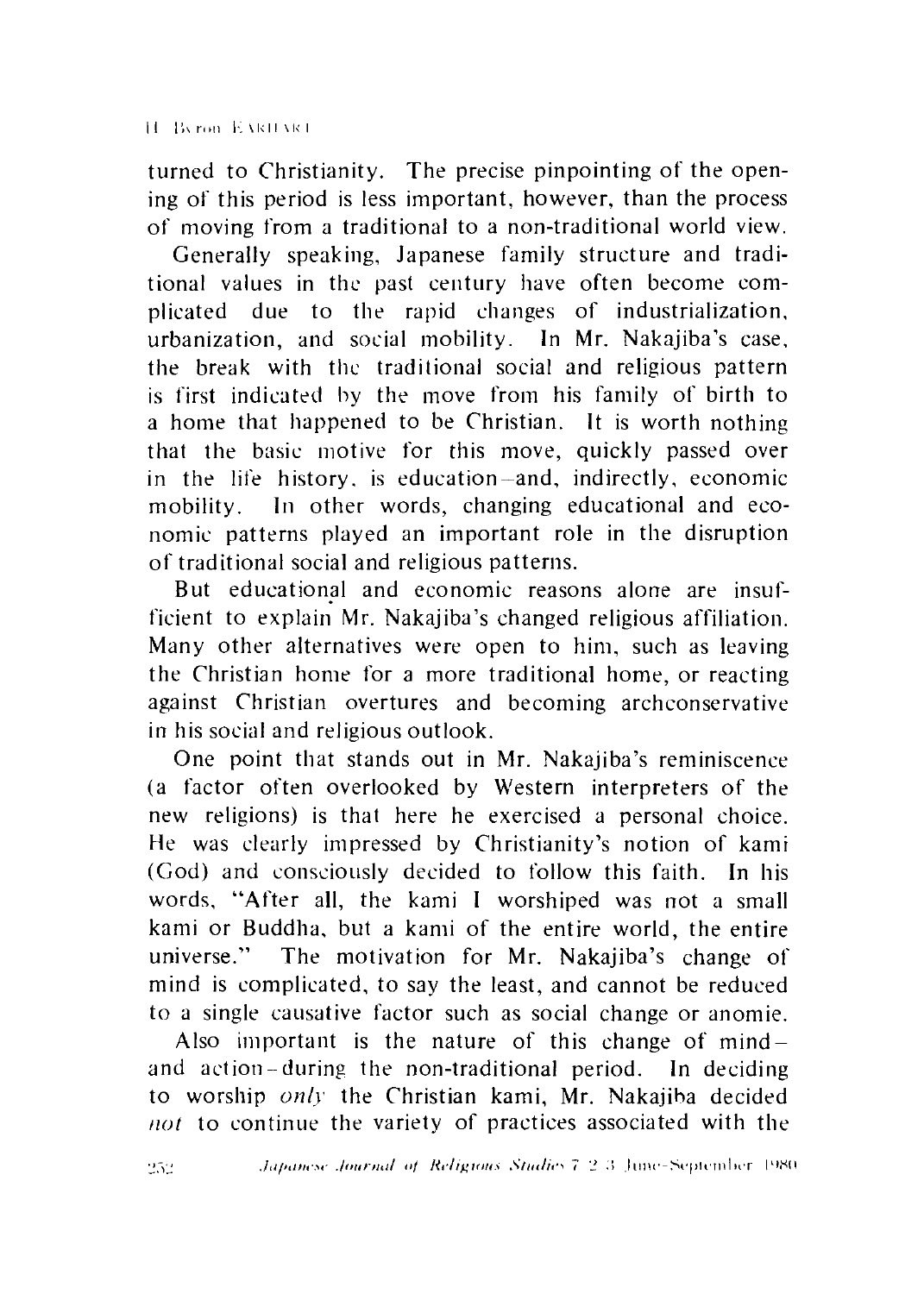turned to Christianity. The precise pinpointing of the opening of this period is less important, however, than the process of moving from a traditional to a non-traditional world view.

Generally speaking, Japanese family structure and traditional values in the past century have often become complicated due to the rapid changes of industrialization, urbanization, and social mobility. In Mr. Nakajiba's case, the break with the traditional social and religious pattern is first indicated by the move from his family of birth to a home that happened to be Christian. It is worth nothing that the basic motive for this move, quickly passed over in the life history, is education—and, indirectly, economic mobility. In other words, changing educational and economic patterns played an important role in the disruption of traditional social and religious patterns.

But educational and economic reasons alone are insufficient to explain Mr. Nakajiba's changed religious affiliation. Many other alternatives were open to him, such as leaving the Christian home for a more traditional home, or reacting against Christian overtures and becoming archconservative in his social and religious outlook.

One point that stands out in Mr. Nakajiba's reminiscence (a factor often overlooked by Western interpreters of the new religions) is that here he exercised a personal choice. He was clearly impressed by Christianity's notion of kami (God) and consciously decided to follow this faith. In his words, "After all, the kami I worshiped was not a small kami or Buddha, but a kami of the entire world, the entire universe." The motivation for Mr. Nakajiba's change of mind is complicated, to say the least, and cannot be reduced to a single causative factor such as social change or anomie.

Also important is the nature of this change of mind—and action—during the non-traditional period. In deciding to worship *only* the Christian kami, Mr. Nakajiba decided *not* to continue the variety of practices associated with the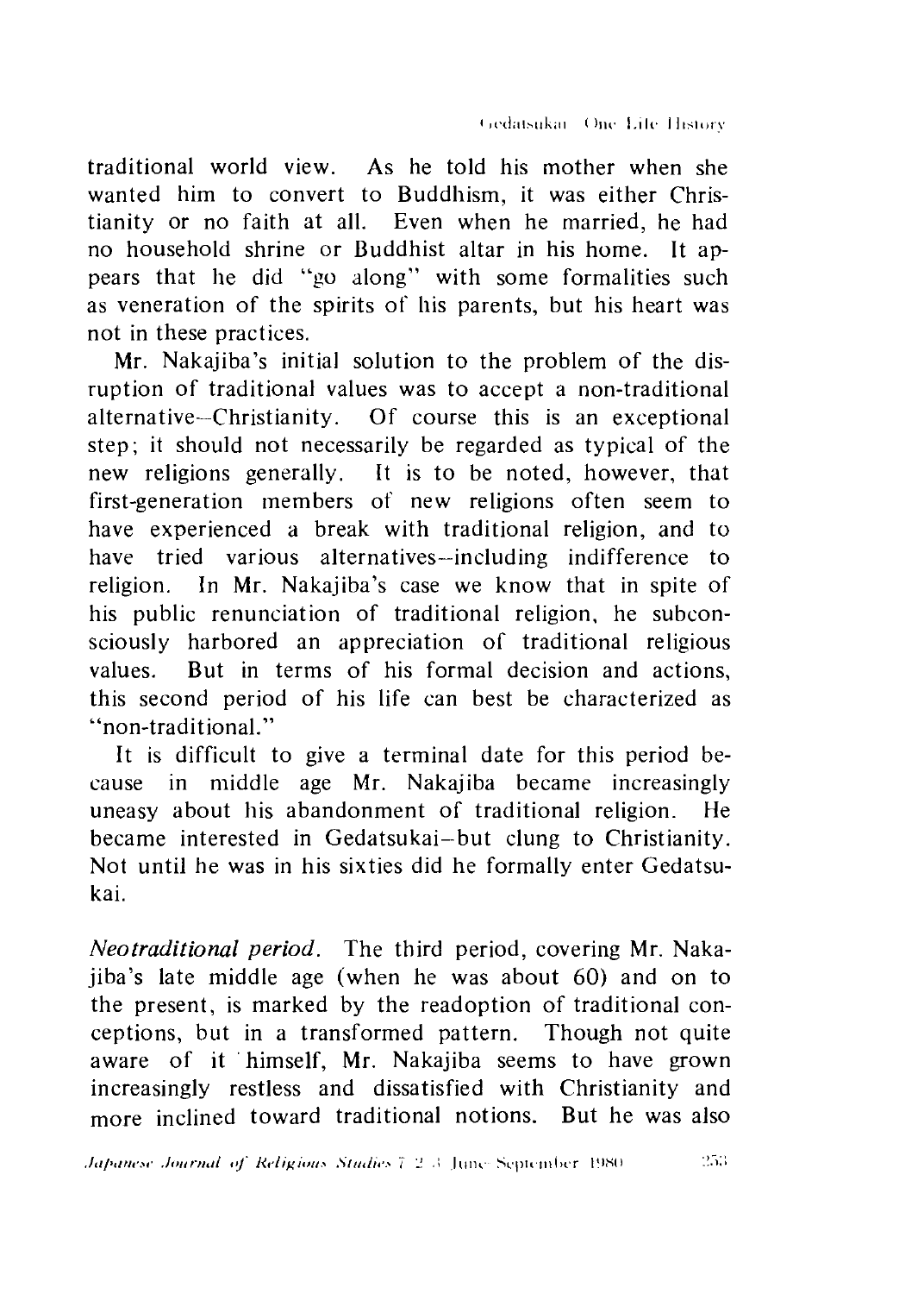traditional world view. As he told his mother when she wanted him to convert to Buddhism, it was either Christianity or no faith at all. Even when he married, he had no household shrine or Buddhist altar in his home. It appears that he did "go along" with some formalities such as veneration of the spirits of his parents, but his heart was not in these practices.

Mr. Nakajiba's initial solution to the problem of the disruption of traditional values was to accept a non-traditional alternative—Christianity. Of course this is an exceptional step; it should not necessarily be regarded as typical of the new religions generally. It is to be noted, however, that first-generation members of new religions often seem to have experienced a break with traditional religion, and to have tried various alternatives—including indifference to religion. In Mr. Nakajiba's case we know that in spite of his public renunciation of traditional religion, he subconsciously harbored an appreciation of traditional religious values. But in terms of his formal decision and actions, this second period of his life can best be characterized as "non-traditional."

It is difficult to give a terminal date for this period because in middle age Mr. Nakajiba became increasingly uneasy about his abandonment of traditional religion. He became interested in Gedatsukai—but clung to Christianity. Not until he was in his sixties did he formally enter Gedatsukai.

*Neotraditional period*. The third period, covering Mr. Nakajiba's late middle age (when he was about 60) and on to the present, is marked by the readoption of traditional conceptions, but in a transformed pattern. Though not quite aware of it himself, Mr. Nakajiba seems to have grown increasingly restless and dissatisfied with Christianity and more inclined toward traditional notions. But he was also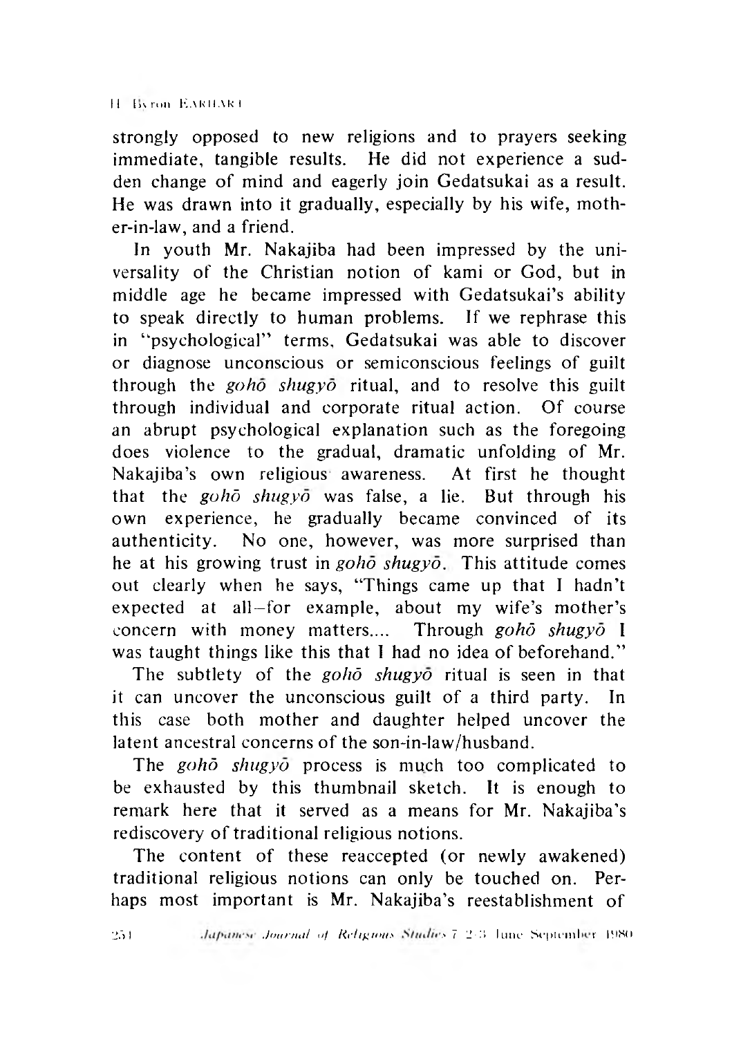strongly opposed to new religions and to prayers seeking immediate, tangible results. He did not experience a sudden change of mind and eagerly join Gedatsukai as a result. He was drawn into it gradually, especially by his wife, mother-in-law, and a friend.

In youth Mr. Nakajiba had been impressed by the universality of the Christian notion of kami or God, but in middle age he became impressed with Gedatsukai's ability to speak directly to human problems. If we rephrase this in "psychological" terms, Gedatsukai was able to discover or diagnose unconscious or semiconscious feelings of guilt through the *gohō shugyō* ritual, and to resolve this guilt through individual and corporate ritual action. Of course an abrupt psychological explanation such as the foregoing does violence to the gradual, dramatic unfolding of Mr. Nakajiba's own religious awareness. At first he thought that the *gohō shugyō* was false, a lie. But through his own experience, he gradually became convinced of its authenticity. No one, however, was more surprised than he at his growing trust in *gohō shugyō*. This attitude comes out clearly when he says, "Things came up that I hadn't expected at all—for example, about my wife's mother's concern with money matters.... Through *gohō shugyō* I was taught things like this that I had no idea of beforehand."

The subtlety of the *gohō shugyō* ritual is seen in that it can uncover the unconscious guilt of a third party. In this case both mother and daughter helped uncover the latent ancestral concerns of the son-in-law/husband.

The *gohō shugyō* process is much too complicated to be exhausted by this thumbnail sketch. It is enough to remark here that it served as a means for Mr. Nakajiba's rediscovery of traditional religious notions.

The content of these reaccepted (or newly awakened) traditional religious notions can only be touched on. Perhaps most important is Mr. Nakajiba's reestablishment of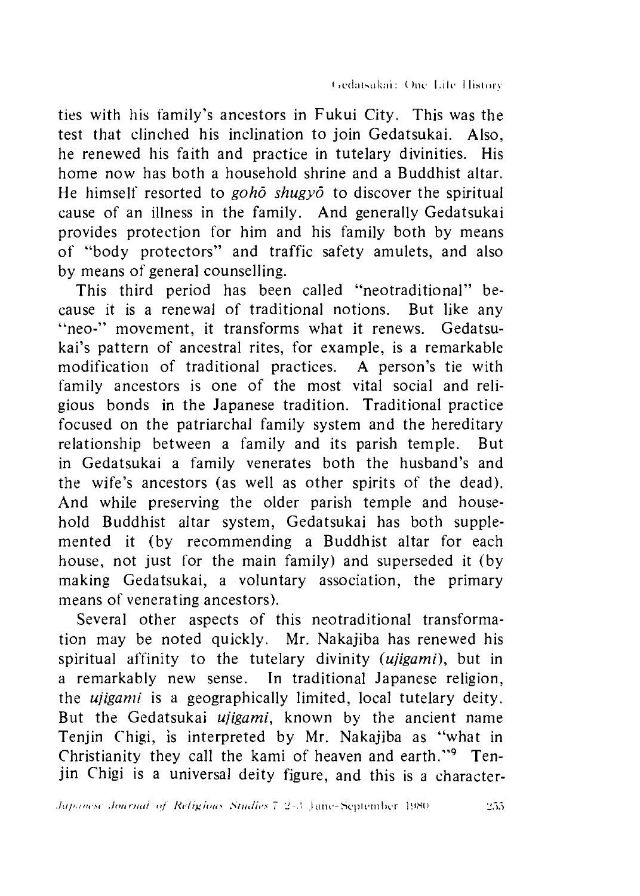ties with his family's ancestors in Fukui City. This was the test that clinched his inclination to join Gedatsukai. Also, he renewed his faith and practice in tutelary divinities. His home now has both a household shrine and a Buddhist altar. He himself resorted to *gohō shugyō* to discover the spiritual cause of an illness in the family. And generally Gedatsukai provides protection for him and his family both by means of "body protectors" and traffic safety amulets, and also by means of general counselling.

This third period has been called "neotraditional" because it is a renewal of traditional notions. But like any "neo-" movement, it transforms what it renews. Gedatsukai's pattern of ancestral rites, for example, is a remarkable modification of traditional practices. A person's tie with family ancestors is one of the most vital social and religious bonds in the Japanese tradition. Traditional practice focused on the patriarchal family system and the hereditary relationship between a family and its parish temple. But in Gedatsukai a family venerates both the husband's and the wife's ancestors (as well as other spirits of the dead). And while preserving the older parish temple and household Buddhist altar system, Gedatsukai has both supplemented it (by recommending a Buddhist altar for each house, not just for the main family) and superseded it (by making Gedatsukai, a voluntary association, the primary means of venerating ancestors).

Several other aspects of this neotraditional transformation may be noted quickly. Mr. Nakajiba has renewed his spiritual affinity to the tutelary divinity (*ujigami*), but in a remarkably new sense. In traditional Japanese religion, the *ujigami* is a geographically limited, local tutelary deity. But the Gedatsukai *ujigami*, known by the ancient name Tenjin Chigi, is interpreted by Mr. Nakajiba as "what in Christianity they call the kami of heaven and earth."[9] Tenjin Chigi is a universal deity figure, and this is a character-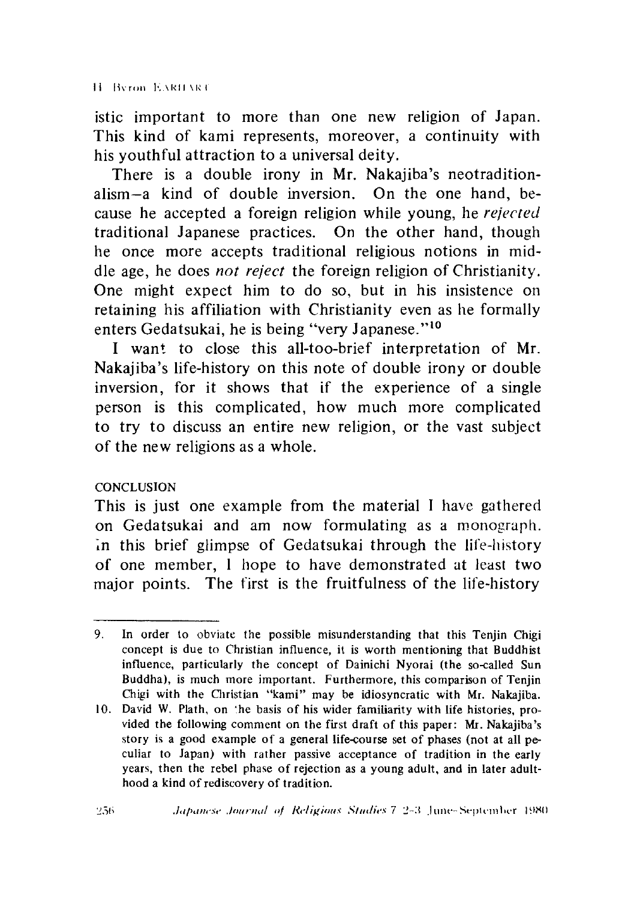istic important to more than one new religion of Japan. This kind of kami represents, moreover, a continuity with his youthful attraction to a universal deity.

There is a double irony in Mr. Nakajiba's neotraditionalism—a kind of double inversion. On the one hand, because he accepted a foreign religion while young, he *rejected* traditional Japanese practices. On the other hand, though he once more accepts traditional religious notions in middle age, he does *not reject* the foreign religion of Christianity. One might expect him to do so, but in his insistence on retaining his affiliation with Christianity even as he formally enters Gedatsukai, he is being "very Japanese."[10]

I want to close this all-too-brief interpretation of Mr. Nakajiba's life-history on this note of double irony or double inversion, for it shows that if the experience of a single person is this complicated, how much more complicated to try to discuss an entire new religion, or the vast subject of the new religions as a whole.

## CONCLUSION

This is just one example from the material I have gathered on Gedatsukai and am now formulating as a monograph. In this brief glimpse of Gedatsukai through the life-history of one member, I hope to have demonstrated at least two major points. The first is the fruitfulness of the life-history

---

9. In order to obviate the possible misunderstanding that this Tenjin Chigi concept is due to Christian influence, it is worth mentioning that Buddhist influence, particularly the concept of Dainichi Nyorai (the so-called Sun Buddha), is much more important. Furthermore, this comparison of Tenjin Chigi with the Christian "kami" may be idiosyncratic with Mr. Nakajiba.

10. David W. Plath, on the basis of his wider familiarity with life histories, provided the following comment on the first draft of this paper: Mr. Nakajiba's story is a good example of a general life-course set of phases (not at all peculiar to Japan) with rather passive acceptance of tradition in the early years, then the rebel phase of rejection as a young adult, and in later adulthood a kind of rediscovery of tradition.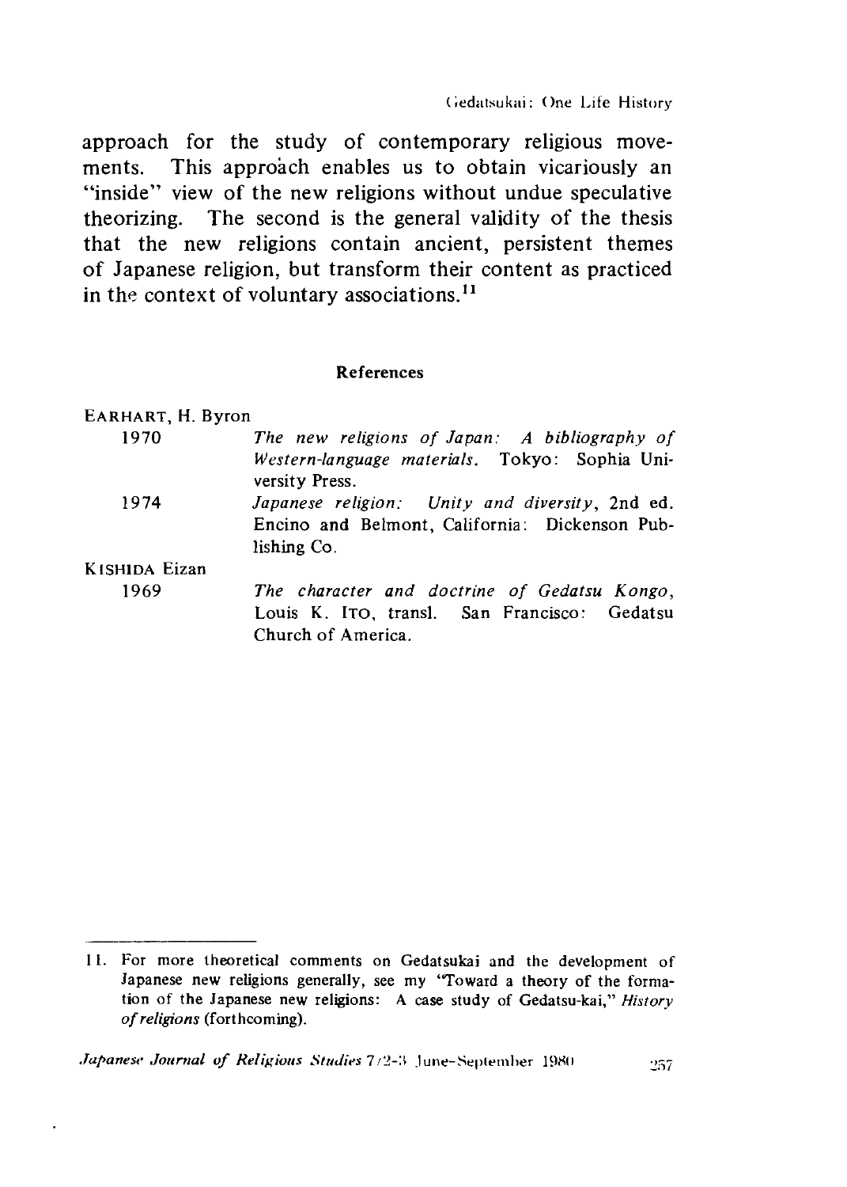approach for the study of contemporary religious movements. This approach enables us to obtain vicariously an "inside" view of the new religions without undue speculative theorizing. The second is the general validity of the thesis that the new religions contain ancient, persistent themes of Japanese religion, but transform their content as practiced in the context of voluntary associations.[11]

## References

EARHART, H. Byron

1970 *The new religions of Japan: A bibliography of Western-language materials.* Tokyo: Sophia University Press.

1974 *Japanese religion: Unity and diversity*, 2nd ed. Encino and Belmont, California: Dickenson Publishing Co.

KISHIDA Eizan

1969 *The character and doctrine of Gedatsu Kongo*, Louis K. ITO, transl. San Francisco: Gedatsu Church of America.

---

11. For more theoretical comments on Gedatsukai and the development of Japanese new religions generally, see my "Toward a theory of the formation of the Japanese new religions: A case study of Gedatsu-kai," *History of religions* (forthcoming).